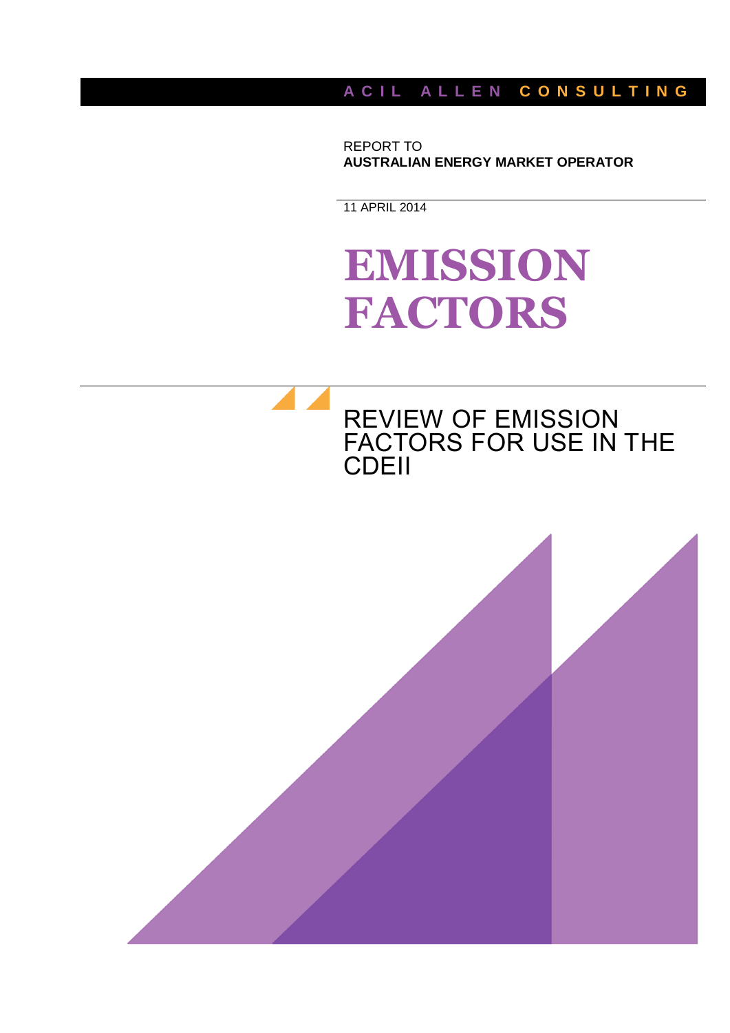ACIL ALLEN CONSULTING

REPORT TO
**AUSTRALIAN ENERGY MARKET OPERATOR**

11 APRIL 2014

# EMISSION FACTORS

## REVIEW OF EMISSION FACTORS FOR USE IN THE CDEII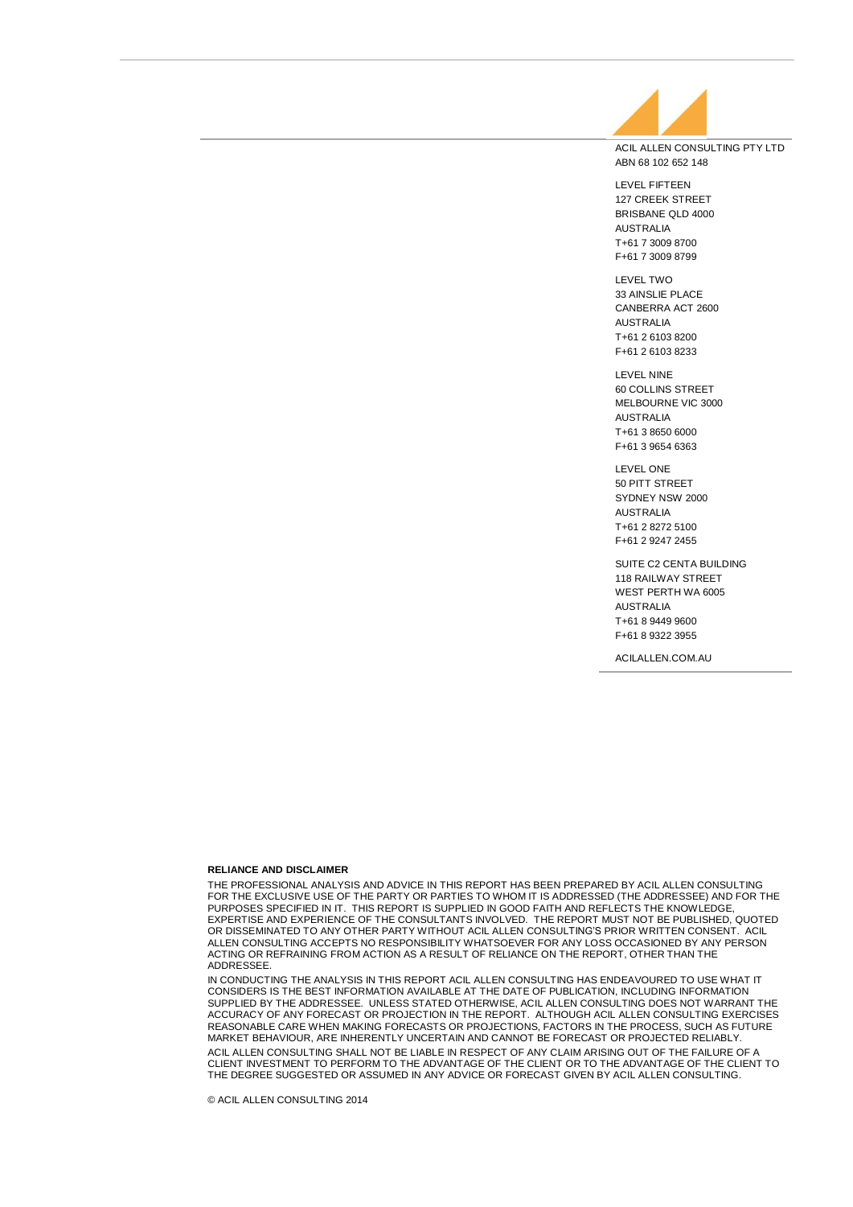ACIL ALLEN CONSULTING PTY LTD
ABN 68 102 652 148

LEVEL FIFTEEN
127 CREEK STREET
BRISBANE QLD 4000
AUSTRALIA
T+61 7 3009 8700
F+61 7 3009 8799

LEVEL TWO
33 AINSLIE PLACE
CANBERRA ACT 2600
AUSTRALIA
T+61 2 6103 8200
F+61 2 6103 8233

LEVEL NINE
60 COLLINS STREET
MELBOURNE VIC 3000
AUSTRALIA
T+61 3 8650 6000
F+61 3 9654 6363

LEVEL ONE
50 PITT STREET
SYDNEY NSW 2000
AUSTRALIA
T+61 2 8272 5100
F+61 2 9247 2455

SUITE C2 CENTA BUILDING
118 RAILWAY STREET
WEST PERTH WA 6005
AUSTRALIA
T+61 8 9449 9600
F+61 8 9322 3955

ACILALLEN.COM.AU

**RELIANCE AND DISCLAIMER**

THE PROFESSIONAL ANALYSIS AND ADVICE IN THIS REPORT HAS BEEN PREPARED BY ACIL ALLEN CONSULTING FOR THE EXCLUSIVE USE OF THE PARTY OR PARTIES TO WHOM IT IS ADDRESSED (THE ADDRESSEE) AND FOR THE PURPOSES SPECIFIED IN IT. THIS REPORT IS SUPPLIED IN GOOD FAITH AND REFLECTS THE KNOWLEDGE, EXPERTISE AND EXPERIENCE OF THE CONSULTANTS INVOLVED. THE REPORT MUST NOT BE PUBLISHED, QUOTED OR DISSEMINATED TO ANY OTHER PARTY WITHOUT ACIL ALLEN CONSULTING'S PRIOR WRITTEN CONSENT. ACIL ALLEN CONSULTING ACCEPTS NO RESPONSIBILITY WHATSOEVER FOR ANY LOSS OCCASIONED BY ANY PERSON ACTING OR REFRAINING FROM ACTION AS A RESULT OF RELIANCE ON THE REPORT, OTHER THAN THE ADDRESSEE.

IN CONDUCTING THE ANALYSIS IN THIS REPORT ACIL ALLEN CONSULTING HAS ENDEAVOURED TO USE WHAT IT CONSIDERS IS THE BEST INFORMATION AVAILABLE AT THE DATE OF PUBLICATION, INCLUDING INFORMATION SUPPLIED BY THE ADDRESSEE. UNLESS STATED OTHERWISE, ACIL ALLEN CONSULTING DOES NOT WARRANT THE ACCURACY OF ANY FORECAST OR PROJECTION IN THE REPORT. ALTHOUGH ACIL ALLEN CONSULTING EXERCISES REASONABLE CARE WHEN MAKING FORECASTS OR PROJECTIONS, FACTORS IN THE PROCESS, SUCH AS FUTURE MARKET BEHAVIOUR, ARE INHERENTLY UNCERTAIN AND CANNOT BE FORECAST OR PROJECTED RELIABLY.

ACIL ALLEN CONSULTING SHALL NOT BE LIABLE IN RESPECT OF ANY CLAIM ARISING OUT OF THE FAILURE OF A CLIENT INVESTMENT TO PERFORM TO THE ADVANTAGE OF THE CLIENT OR TO THE ADVANTAGE OF THE CLIENT TO THE DEGREE SUGGESTED OR ASSUMED IN ANY ADVICE OR FORECAST GIVEN BY ACIL ALLEN CONSULTING.

© ACIL ALLEN CONSULTING 2014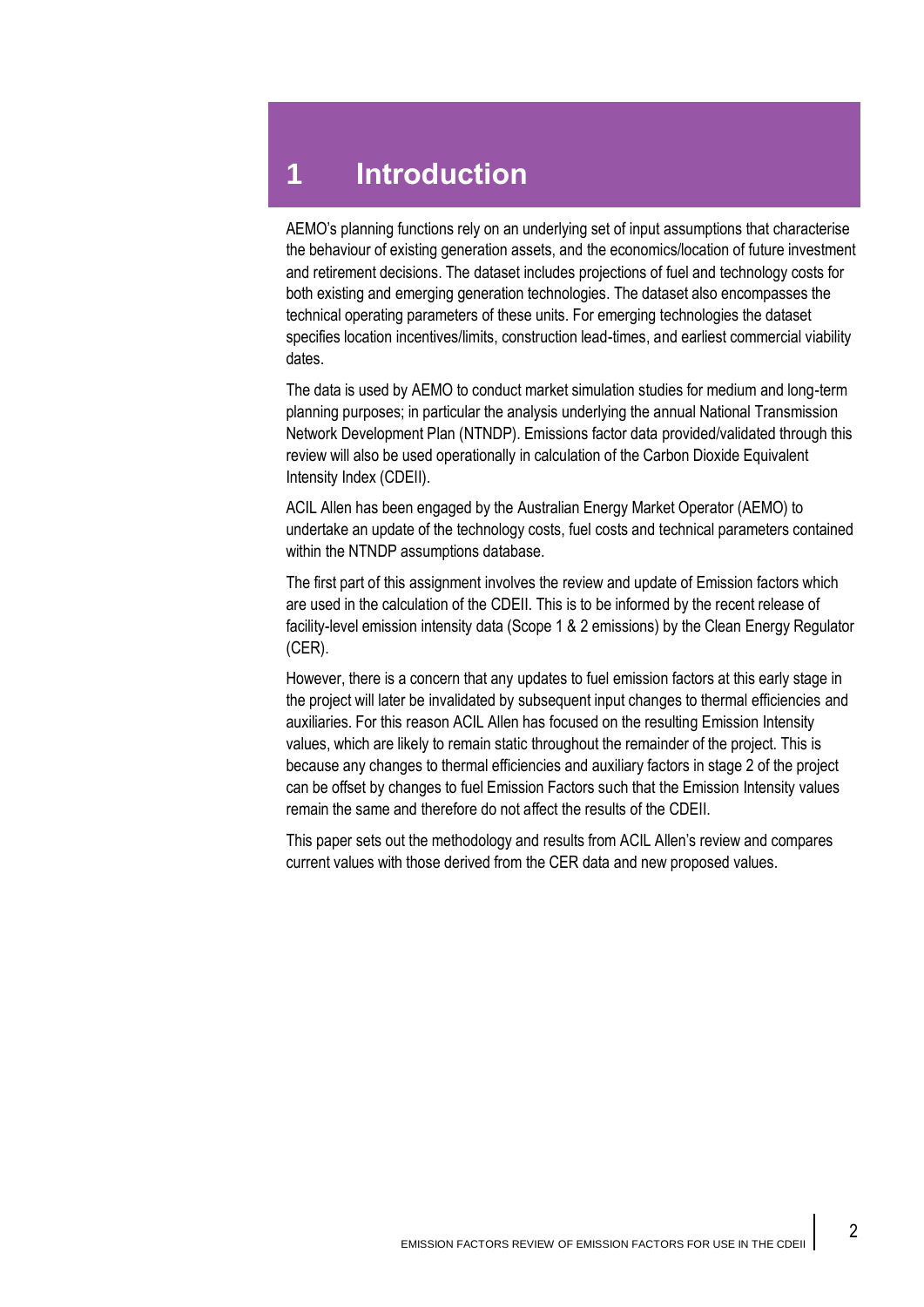# 1 Introduction

AEMO's planning functions rely on an underlying set of input assumptions that characterise the behaviour of existing generation assets, and the economics/location of future investment and retirement decisions. The dataset includes projections of fuel and technology costs for both existing and emerging generation technologies. The dataset also encompasses the technical operating parameters of these units. For emerging technologies the dataset specifies location incentives/limits, construction lead-times, and earliest commercial viability dates.

The data is used by AEMO to conduct market simulation studies for medium and long-term planning purposes; in particular the analysis underlying the annual National Transmission Network Development Plan (NTNDP). Emissions factor data provided/validated through this review will also be used operationally in calculation of the Carbon Dioxide Equivalent Intensity Index (CDEII).

ACIL Allen has been engaged by the Australian Energy Market Operator (AEMO) to undertake an update of the technology costs, fuel costs and technical parameters contained within the NTNDP assumptions database.

The first part of this assignment involves the review and update of Emission factors which are used in the calculation of the CDEII. This is to be informed by the recent release of facility-level emission intensity data (Scope 1 & 2 emissions) by the Clean Energy Regulator (CER).

However, there is a concern that any updates to fuel emission factors at this early stage in the project will later be invalidated by subsequent input changes to thermal efficiencies and auxiliaries. For this reason ACIL Allen has focused on the resulting Emission Intensity values, which are likely to remain static throughout the remainder of the project. This is because any changes to thermal efficiencies and auxiliary factors in stage 2 of the project can be offset by changes to fuel Emission Factors such that the Emission Intensity values remain the same and therefore do not affect the results of the CDEII.

This paper sets out the methodology and results from ACIL Allen's review and compares current values with those derived from the CER data and new proposed values.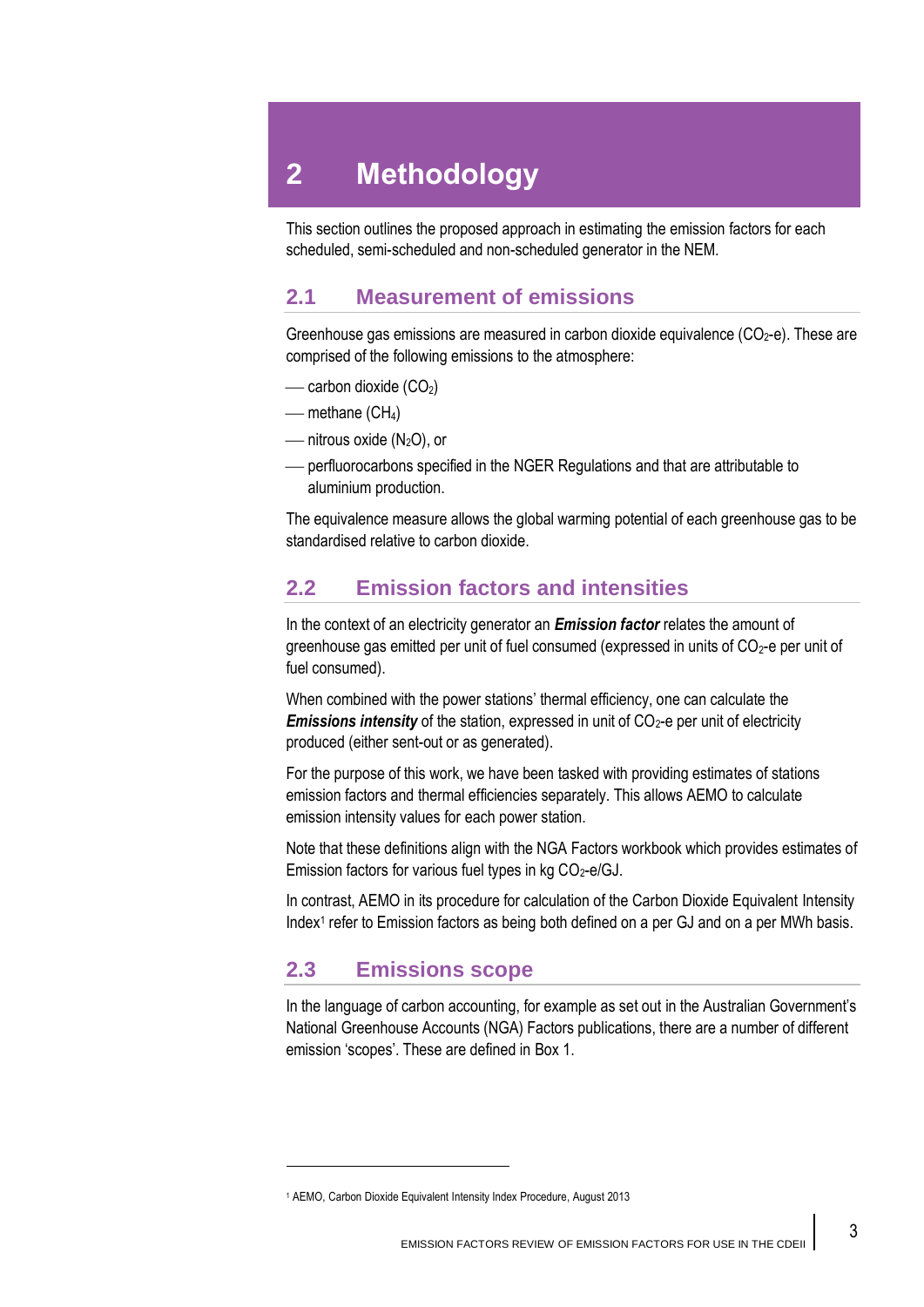# 2 Methodology

This section outlines the proposed approach in estimating the emission factors for each scheduled, semi-scheduled and non-scheduled generator in the NEM.

## 2.1 Measurement of emissions

Greenhouse gas emissions are measured in carbon dioxide equivalence ($CO_2$-e). These are comprised of the following emissions to the atmosphere:

- carbon dioxide ($CO_2$)
- methane ($CH_4$)
- nitrous oxide ($N_2O$), or
- perfluorocarbons specified in the NGER Regulations and that are attributable to aluminium production.

The equivalence measure allows the global warming potential of each greenhouse gas to be standardised relative to carbon dioxide.

## 2.2 Emission factors and intensities

In the context of an electricity generator an ***Emission factor*** relates the amount of greenhouse gas emitted per unit of fuel consumed (expressed in units of $CO_2$-e per unit of fuel consumed).

When combined with the power stations' thermal efficiency, one can calculate the ***Emissions intensity*** of the station, expressed in unit of $CO_2$-e per unit of electricity produced (either sent-out or as generated).

For the purpose of this work, we have been tasked with providing estimates of stations emission factors and thermal efficiencies separately. This allows AEMO to calculate emission intensity values for each power station.

Note that these definitions align with the NGA Factors workbook which provides estimates of Emission factors for various fuel types in kg $CO_2$-e/GJ.

In contrast, AEMO in its procedure for calculation of the Carbon Dioxide Equivalent Intensity Index[1] refer to Emission factors as being both defined on a per GJ and on a per MWh basis.

## 2.3 Emissions scope

In the language of carbon accounting, for example as set out in the Australian Government's National Greenhouse Accounts (NGA) Factors publications, there are a number of different emission 'scopes'. These are defined in Box 1.

---

[1] AEMO, Carbon Dioxide Equivalent Intensity Index Procedure, August 2013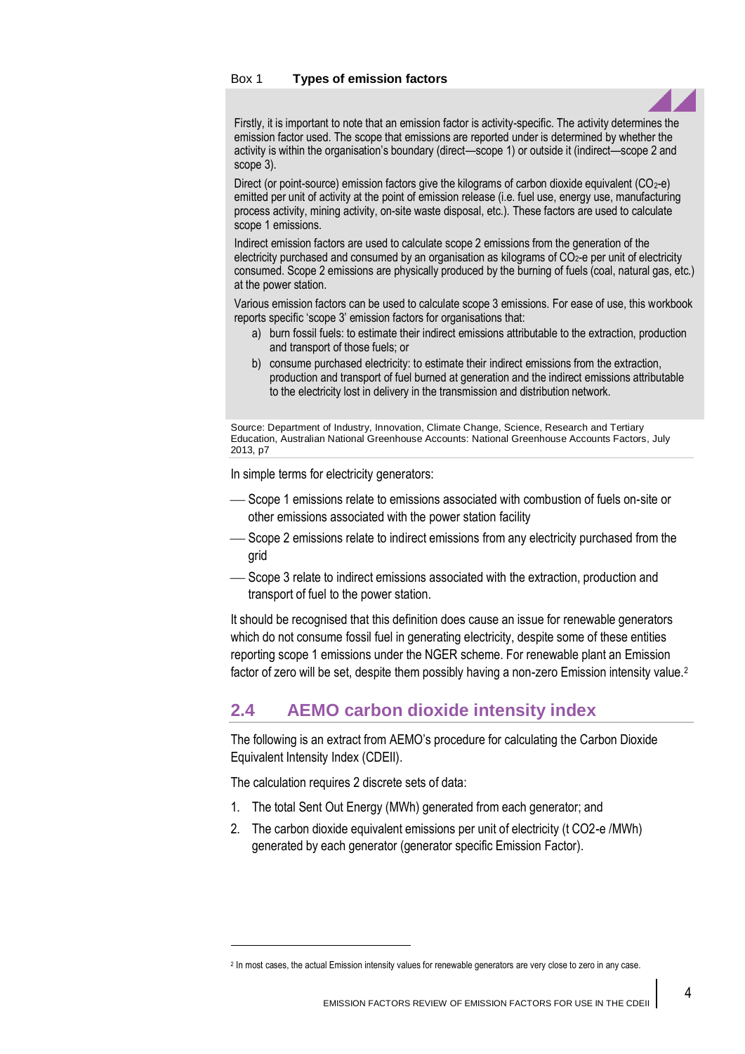Box 1 **Types of emission factors**

Firstly, it is important to note that an emission factor is activity-specific. The activity determines the emission factor used. The scope that emissions are reported under is determined by whether the activity is within the organisation's boundary (direct—scope 1) or outside it (indirect—scope 2 and scope 3).

Direct (or point-source) emission factors give the kilograms of carbon dioxide equivalent ($CO_2$-e) emitted per unit of activity at the point of emission release (i.e. fuel use, energy use, manufacturing process activity, mining activity, on-site waste disposal, etc.). These factors are used to calculate scope 1 emissions.

Indirect emission factors are used to calculate scope 2 emissions from the generation of the electricity purchased and consumed by an organisation as kilograms of $CO_2$-e per unit of electricity consumed. Scope 2 emissions are physically produced by the burning of fuels (coal, natural gas, etc.) at the power station.

Various emission factors can be used to calculate scope 3 emissions. For ease of use, this workbook reports specific 'scope 3' emission factors for organisations that:

a) burn fossil fuels: to estimate their indirect emissions attributable to the extraction, production and transport of those fuels; or

b) consume purchased electricity: to estimate their indirect emissions from the extraction, production and transport of fuel burned at generation and the indirect emissions attributable to the electricity lost in delivery in the transmission and distribution network.

Source: Department of Industry, Innovation, Climate Change, Science, Research and Tertiary Education, Australian National Greenhouse Accounts: National Greenhouse Accounts Factors, July 2013, p7

In simple terms for electricity generators:

- Scope 1 emissions relate to emissions associated with combustion of fuels on-site or other emissions associated with the power station facility
- Scope 2 emissions relate to indirect emissions from any electricity purchased from the grid
- Scope 3 relate to indirect emissions associated with the extraction, production and transport of fuel to the power station.

It should be recognised that this definition does cause an issue for renewable generators which do not consume fossil fuel in generating electricity, despite some of these entities reporting scope 1 emissions under the NGER scheme. For renewable plant an Emission factor of zero will be set, despite them possibly having a non-zero Emission intensity value.[2]

## 2.4 AEMO carbon dioxide intensity index

The following is an extract from AEMO's procedure for calculating the Carbon Dioxide Equivalent Intensity Index (CDEII).

The calculation requires 2 discrete sets of data:

1. The total Sent Out Energy (MWh) generated from each generator; and
2. The carbon dioxide equivalent emissions per unit of electricity (t CO2-e /MWh) generated by each generator (generator specific Emission Factor).

[2] In most cases, the actual Emission intensity values for renewable generators are very close to zero in any case.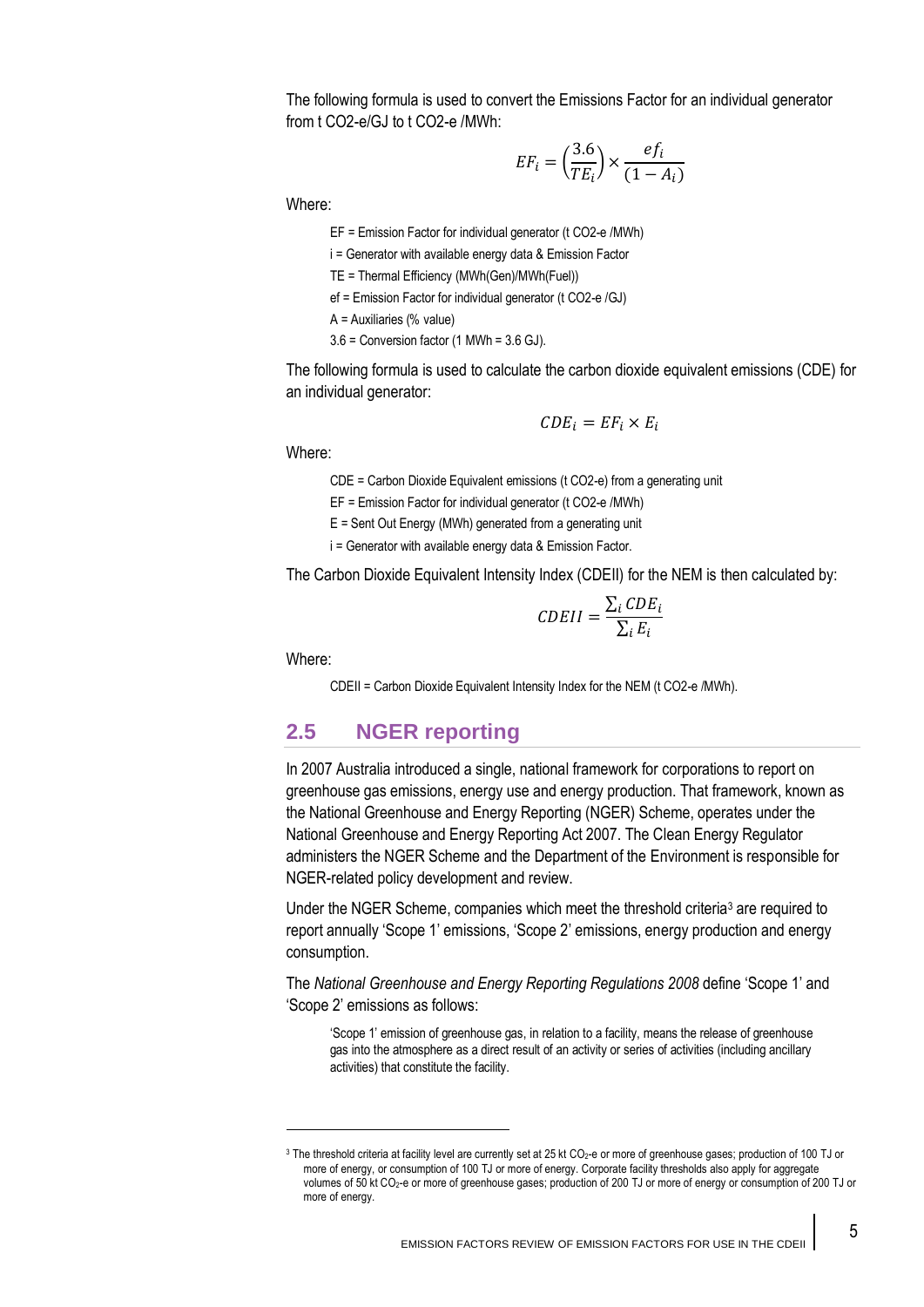The following formula is used to convert the Emissions Factor for an individual generator from t CO2-e/GJ to t CO2-e /MWh:

$$EF_i = \left(\frac{3.6}{TE_i}\right) \times \frac{ef_i}{(1 - A_i)}$$

Where:

EF = Emission Factor for individual generator (t CO2-e /MWh)

i = Generator with available energy data & Emission Factor

TE = Thermal Efficiency (MWh(Gen)/MWh(Fuel))

ef = Emission Factor for individual generator (t CO2-e /GJ)

A = Auxiliaries (% value)

3.6 = Conversion factor (1 MWh = 3.6 GJ).

The following formula is used to calculate the carbon dioxide equivalent emissions (CDE) for an individual generator:

$$CDE_i = EF_i \times E_i$$

Where:

CDE = Carbon Dioxide Equivalent emissions (t CO2-e) from a generating unit

EF = Emission Factor for individual generator (t CO2-e /MWh)

E = Sent Out Energy (MWh) generated from a generating unit

i = Generator with available energy data & Emission Factor.

The Carbon Dioxide Equivalent Intensity Index (CDEII) for the NEM is then calculated by:

$$CDEII = \frac{\sum_i CDE_i}{\sum_i E_i}$$

Where:

CDEII = Carbon Dioxide Equivalent Intensity Index for the NEM (t CO2-e /MWh).

## 2.5 NGER reporting

In 2007 Australia introduced a single, national framework for corporations to report on greenhouse gas emissions, energy use and energy production. That framework, known as the National Greenhouse and Energy Reporting (NGER) Scheme, operates under the National Greenhouse and Energy Reporting Act 2007. The Clean Energy Regulator administers the NGER Scheme and the Department of the Environment is responsible for NGER-related policy development and review.

Under the NGER Scheme, companies which meet the threshold criteria[3] are required to report annually 'Scope 1' emissions, 'Scope 2' emissions, energy production and energy consumption.

The *National Greenhouse and Energy Reporting Regulations 2008* define 'Scope 1' and 'Scope 2' emissions as follows:

> 'Scope 1' emission of greenhouse gas, in relation to a facility, means the release of greenhouse gas into the atmosphere as a direct result of an activity or series of activities (including ancillary activities) that constitute the facility.

---

[3] The threshold criteria at facility level are currently set at 25 kt $CO_2$-e or more of greenhouse gases; production of 100 TJ or more of energy, or consumption of 100 TJ or more of energy. Corporate facility thresholds also apply for aggregate volumes of 50 kt $CO_2$-e or more of greenhouse gases; production of 200 TJ or more of energy or consumption of 200 TJ or more of energy.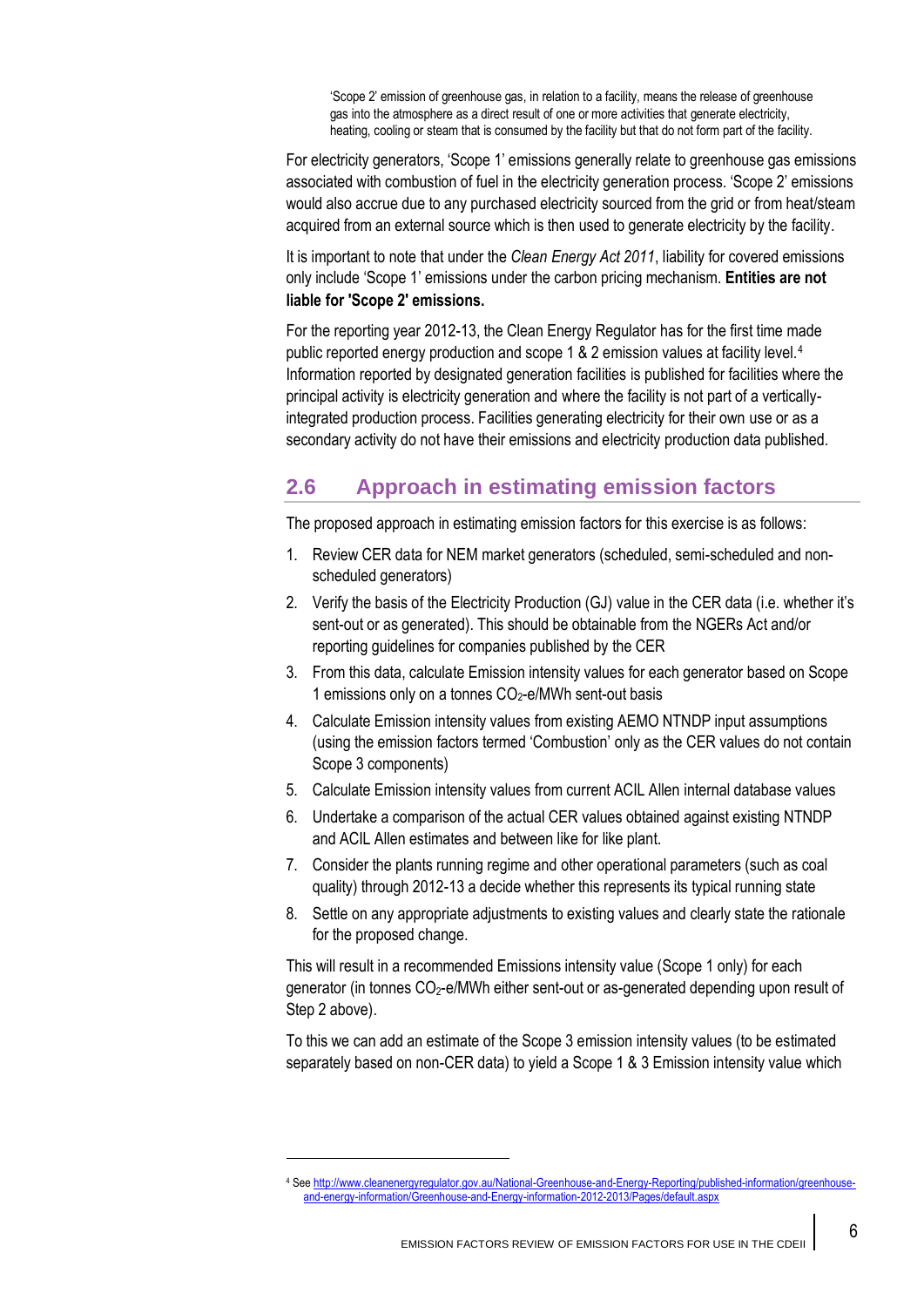> 'Scope 2' emission of greenhouse gas, in relation to a facility, means the release of greenhouse gas into the atmosphere as a direct result of one or more activities that generate electricity, heating, cooling or steam that is consumed by the facility but that do not form part of the facility.

For electricity generators, 'Scope 1' emissions generally relate to greenhouse gas emissions associated with combustion of fuel in the electricity generation process. 'Scope 2' emissions would also accrue due to any purchased electricity sourced from the grid or from heat/steam acquired from an external source which is then used to generate electricity by the facility.

It is important to note that under the *Clean Energy Act 2011*, liability for covered emissions only include 'Scope 1' emissions under the carbon pricing mechanism. **Entities are not liable for 'Scope 2' emissions.**

For the reporting year 2012-13, the Clean Energy Regulator has for the first time made public reported energy production and scope 1 & 2 emission values at facility level.[4] Information reported by designated generation facilities is published for facilities where the principal activity is electricity generation and where the facility is not part of a vertically-integrated production process. Facilities generating electricity for their own use or as a secondary activity do not have their emissions and electricity production data published.

## 2.6 Approach in estimating emission factors

The proposed approach in estimating emission factors for this exercise is as follows:

1. Review CER data for NEM market generators (scheduled, semi-scheduled and non-scheduled generators)
2. Verify the basis of the Electricity Production (GJ) value in the CER data (i.e. whether it's sent-out or as generated). This should be obtainable from the NGERs Act and/or reporting guidelines for companies published by the CER
3. From this data, calculate Emission intensity values for each generator based on Scope 1 emissions only on a tonnes $CO_2$-e/MWh sent-out basis
4. Calculate Emission intensity values from existing AEMO NTNDP input assumptions (using the emission factors termed 'Combustion' only as the CER values do not contain Scope 3 components)
5. Calculate Emission intensity values from current ACIL Allen internal database values
6. Undertake a comparison of the actual CER values obtained against existing NTNDP and ACIL Allen estimates and between like for like plant.
7. Consider the plants running regime and other operational parameters (such as coal quality) through 2012-13 a decide whether this represents its typical running state
8. Settle on any appropriate adjustments to existing values and clearly state the rationale for the proposed change.

This will result in a recommended Emissions intensity value (Scope 1 only) for each generator (in tonnes $CO_2$-e/MWh either sent-out or as-generated depending upon result of Step 2 above).

To this we can add an estimate of the Scope 3 emission intensity values (to be estimated separately based on non-CER data) to yield a Scope 1 & 3 Emission intensity value which

---

[4] See http://www.cleanenergyregulator.gov.au/National-Greenhouse-and-Energy-Reporting/published-information/greenhouse-and-energy-information/Greenhouse-and-Energy-information-2012-2013/Pages/default.aspx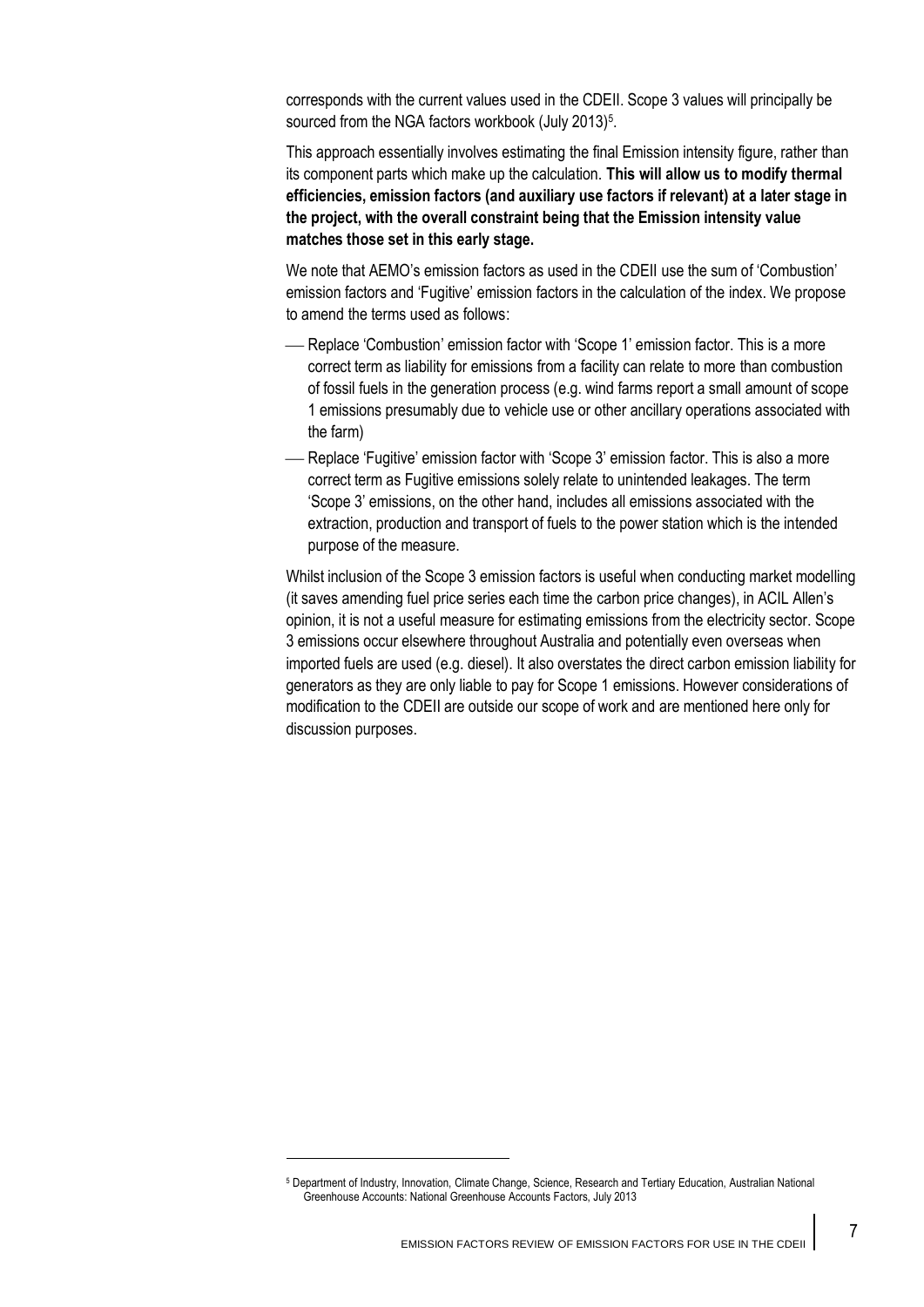corresponds with the current values used in the CDEII. Scope 3 values will principally be sourced from the NGA factors workbook (July 2013)[5].

This approach essentially involves estimating the final Emission intensity figure, rather than its component parts which make up the calculation. **This will allow us to modify thermal efficiencies, emission factors (and auxiliary use factors if relevant) at a later stage in the project, with the overall constraint being that the Emission intensity value matches those set in this early stage.**

We note that AEMO's emission factors as used in the CDEII use the sum of 'Combustion' emission factors and 'Fugitive' emission factors in the calculation of the index. We propose to amend the terms used as follows:

- Replace 'Combustion' emission factor with 'Scope 1' emission factor. This is a more correct term as liability for emissions from a facility can relate to more than combustion of fossil fuels in the generation process (e.g. wind farms report a small amount of scope 1 emissions presumably due to vehicle use or other ancillary operations associated with the farm)
- Replace 'Fugitive' emission factor with 'Scope 3' emission factor. This is also a more correct term as Fugitive emissions solely relate to unintended leakages. The term 'Scope 3' emissions, on the other hand, includes all emissions associated with the extraction, production and transport of fuels to the power station which is the intended purpose of the measure.

Whilst inclusion of the Scope 3 emission factors is useful when conducting market modelling (it saves amending fuel price series each time the carbon price changes), in ACIL Allen's opinion, it is not a useful measure for estimating emissions from the electricity sector. Scope 3 emissions occur elsewhere throughout Australia and potentially even overseas when imported fuels are used (e.g. diesel). It also overstates the direct carbon emission liability for generators as they are only liable to pay for Scope 1 emissions. However considerations of modification to the CDEII are outside our scope of work and are mentioned here only for discussion purposes.

---

[5] Department of Industry, Innovation, Climate Change, Science, Research and Tertiary Education, Australian National Greenhouse Accounts: National Greenhouse Accounts Factors, July 2013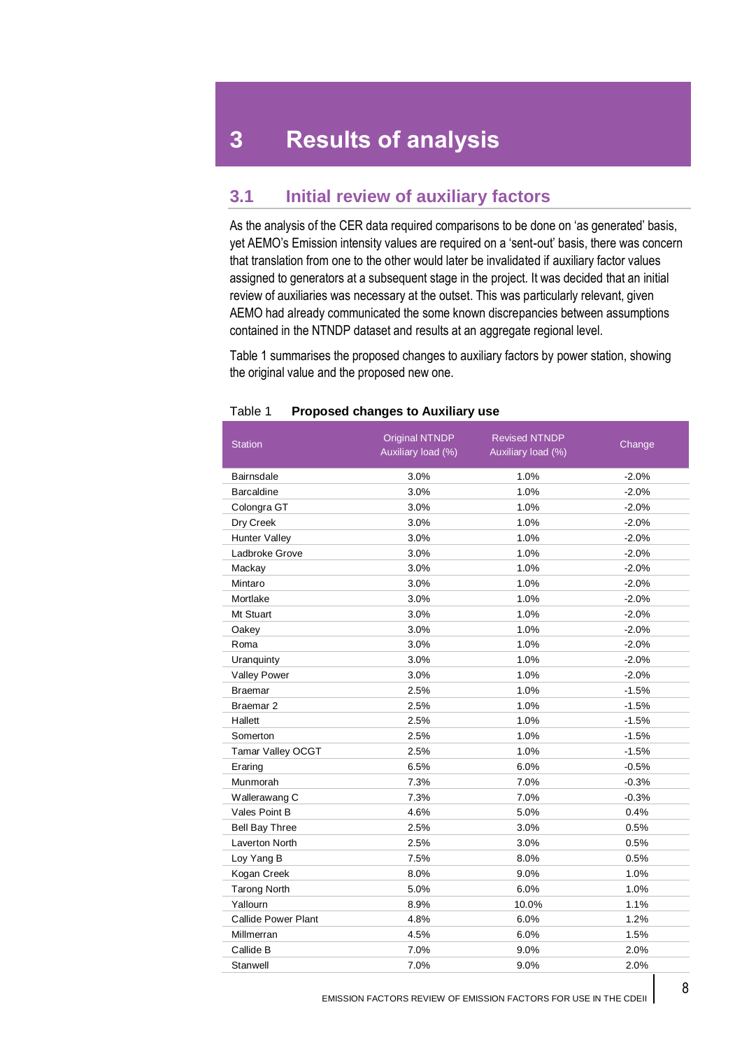# 3 Results of analysis

## 3.1 Initial review of auxiliary factors

As the analysis of the CER data required comparisons to be done on 'as generated' basis, yet AEMO's Emission intensity values are required on a 'sent-out' basis, there was concern that translation from one to the other would later be invalidated if auxiliary factor values assigned to generators at a subsequent stage in the project. It was decided that an initial review of auxiliaries was necessary at the outset. This was particularly relevant, given AEMO had already communicated the some known discrepancies between assumptions contained in the NTNDP dataset and results at an aggregate regional level.

Table 1 summarises the proposed changes to auxiliary factors by power station, showing the original value and the proposed new one.

Table 1 **Proposed changes to Auxiliary use**

| Station | Original NTNDP Auxiliary load (%) | Revised NTNDP Auxiliary load (%) | Change |
|---|---|---|---|
| Bairnsdale | 3.0% | 1.0% | -2.0% |
| Barcaldine | 3.0% | 1.0% | -2.0% |
| Colongra GT | 3.0% | 1.0% | -2.0% |
| Dry Creek | 3.0% | 1.0% | -2.0% |
| Hunter Valley | 3.0% | 1.0% | -2.0% |
| Ladbroke Grove | 3.0% | 1.0% | -2.0% |
| Mackay | 3.0% | 1.0% | -2.0% |
| Mintaro | 3.0% | 1.0% | -2.0% |
| Mortlake | 3.0% | 1.0% | -2.0% |
| Mt Stuart | 3.0% | 1.0% | -2.0% |
| Oakey | 3.0% | 1.0% | -2.0% |
| Roma | 3.0% | 1.0% | -2.0% |
| Uranquinty | 3.0% | 1.0% | -2.0% |
| Valley Power | 3.0% | 1.0% | -2.0% |
| Braemar | 2.5% | 1.0% | -1.5% |
| Braemar 2 | 2.5% | 1.0% | -1.5% |
| Hallett | 2.5% | 1.0% | -1.5% |
| Somerton | 2.5% | 1.0% | -1.5% |
| Tamar Valley OCGT | 2.5% | 1.0% | -1.5% |
| Eraring | 6.5% | 6.0% | -0.5% |
| Munmorah | 7.3% | 7.0% | -0.3% |
| Wallerawang C | 7.3% | 7.0% | -0.3% |
| Vales Point B | 4.6% | 5.0% | 0.4% |
| Bell Bay Three | 2.5% | 3.0% | 0.5% |
| Laverton North | 2.5% | 3.0% | 0.5% |
| Loy Yang B | 7.5% | 8.0% | 0.5% |
| Kogan Creek | 8.0% | 9.0% | 1.0% |
| Tarong North | 5.0% | 6.0% | 1.0% |
| Yallourn | 8.9% | 10.0% | 1.1% |
| Callide Power Plant | 4.8% | 6.0% | 1.2% |
| Millmerran | 4.5% | 6.0% | 1.5% |
| Callide B | 7.0% | 9.0% | 2.0% |
| Stanwell | 7.0% | 9.0% | 2.0% |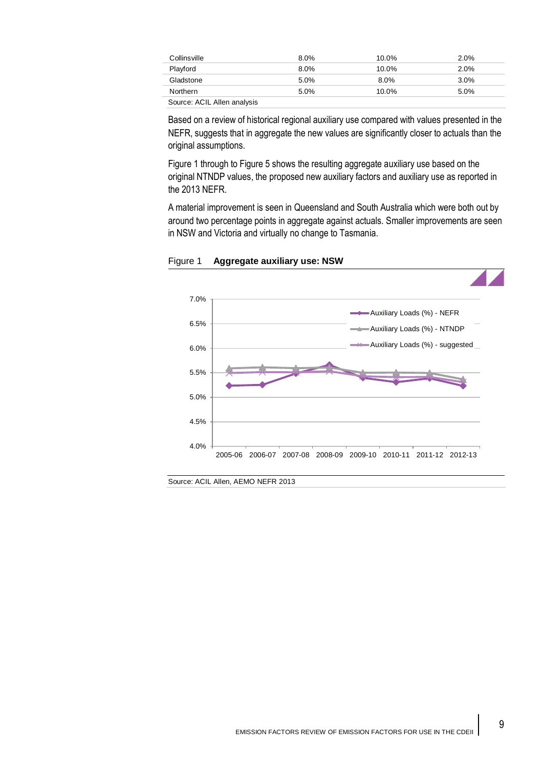| | | | |
|---|---|---|---|
| Collinsville | 8.0% | 10.0% | 2.0% |
| Playford | 8.0% | 10.0% | 2.0% |
| Gladstone | 5.0% | 8.0% | 3.0% |
| Northern | 5.0% | 10.0% | 5.0% |

Source: ACIL Allen analysis

Based on a review of historical regional auxiliary use compared with values presented in the NEFR, suggests that in aggregate the new values are significantly closer to actuals than the original assumptions.

Figure 1 through to Figure 5 shows the resulting aggregate auxiliary use based on the original NTNDP values, the proposed new auxiliary factors and auxiliary use as reported in the 2013 NEFR.

A material improvement is seen in Queensland and South Australia which were both out by around two percentage points in aggregate against actuals. Smaller improvements are seen in NSW and Victoria and virtually no change to Tasmania.

Figure 1 **Aggregate auxiliary use: NSW**

Source: ACIL Allen, AEMO NEFR 2013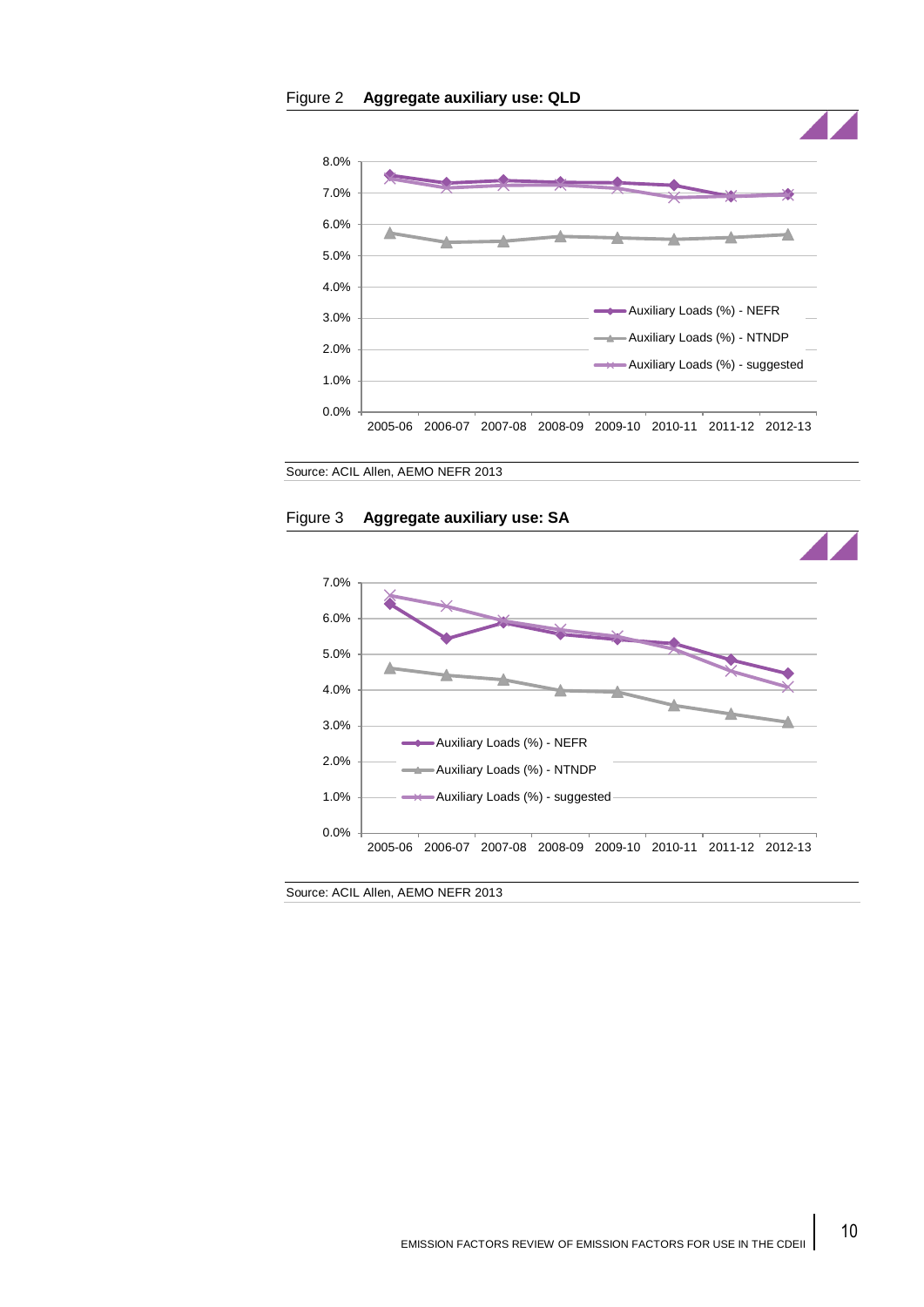Figure 2 **Aggregate auxiliary use: QLD**

Source: ACIL Allen, AEMO NEFR 2013

Figure 3 **Aggregate auxiliary use: SA**

Source: ACIL Allen, AEMO NEFR 2013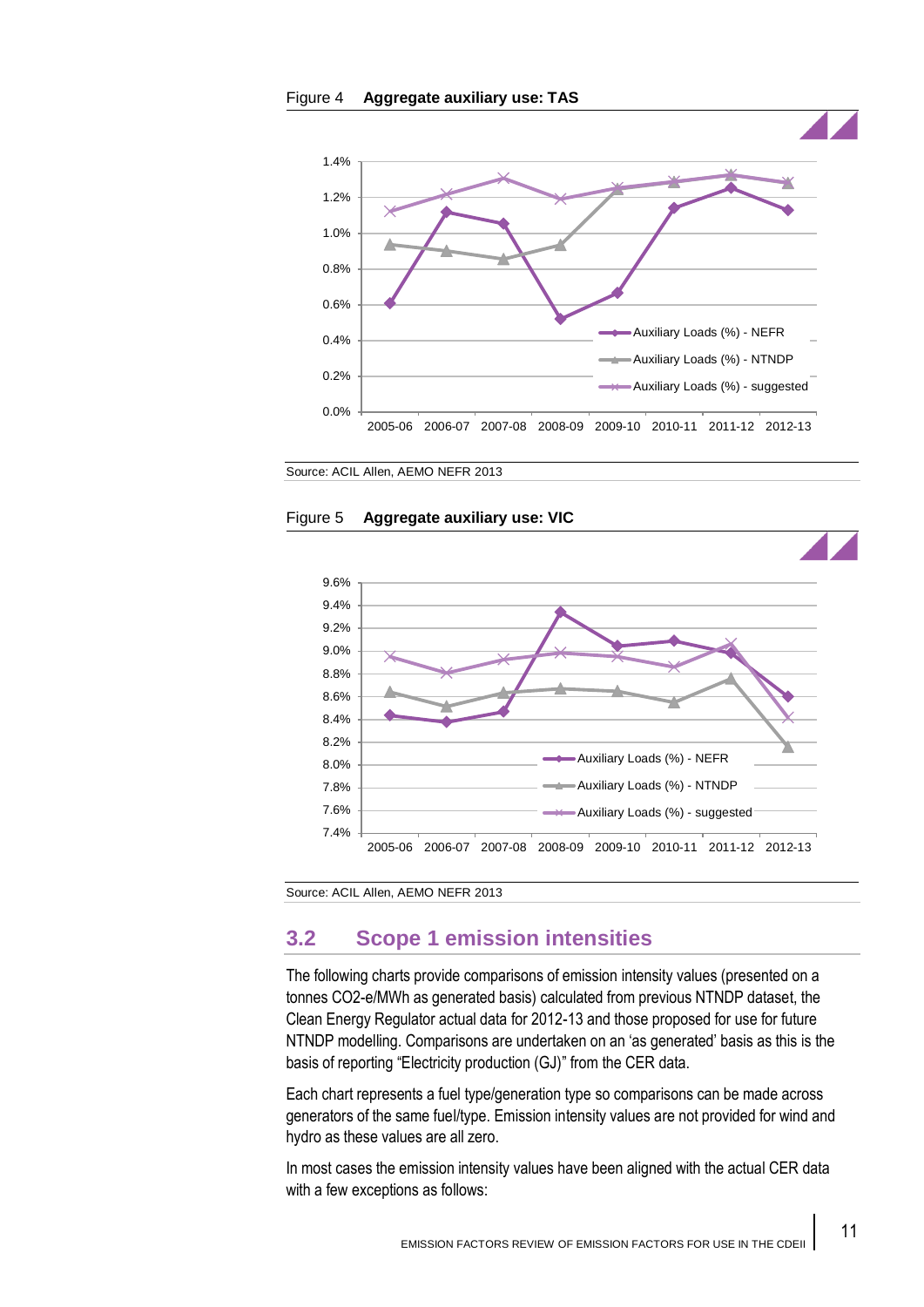Figure 4 **Aggregate auxiliary use: TAS**

Source: ACIL Allen, AEMO NEFR 2013

Figure 5 **Aggregate auxiliary use: VIC**

Source: ACIL Allen, AEMO NEFR 2013

## 3.2 Scope 1 emission intensities

The following charts provide comparisons of emission intensity values (presented on a tonnes CO2-e/MWh as generated basis) calculated from previous NTNDP dataset, the Clean Energy Regulator actual data for 2012-13 and those proposed for use for future NTNDP modelling. Comparisons are undertaken on an 'as generated' basis as this is the basis of reporting "Electricity production (GJ)" from the CER data.

Each chart represents a fuel type/generation type so comparisons can be made across generators of the same fuel/type. Emission intensity values are not provided for wind and hydro as these values are all zero.

In most cases the emission intensity values have been aligned with the actual CER data with a few exceptions as follows: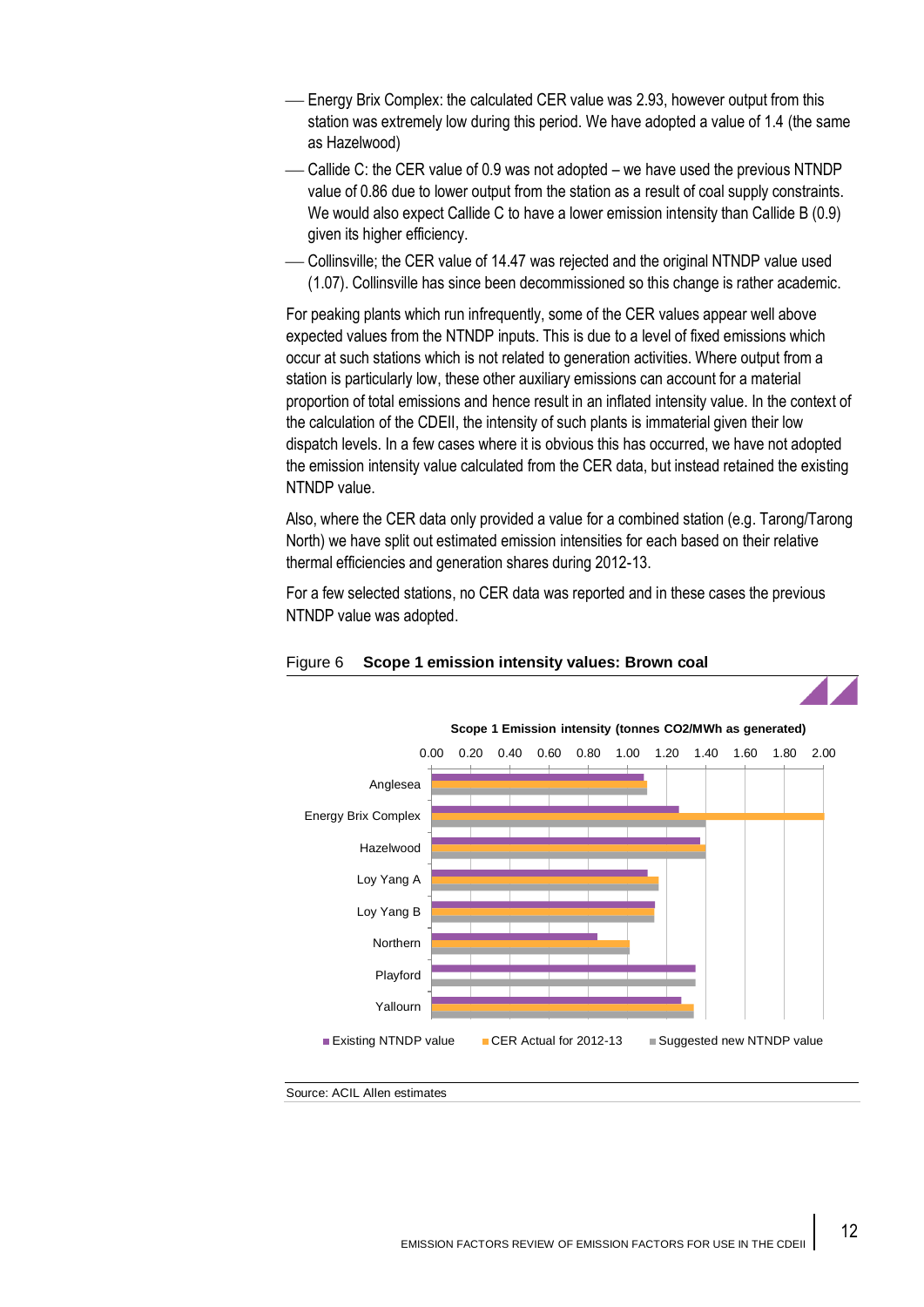- Energy Brix Complex: the calculated CER value was 2.93, however output from this station was extremely low during this period. We have adopted a value of 1.4 (the same as Hazelwood)
- Callide C: the CER value of 0.9 was not adopted – we have used the previous NTNDP value of 0.86 due to lower output from the station as a result of coal supply constraints. We would also expect Callide C to have a lower emission intensity than Callide B (0.9) given its higher efficiency.
- Collinsville; the CER value of 14.47 was rejected and the original NTNDP value used (1.07). Collinsville has since been decommissioned so this change is rather academic.

For peaking plants which run infrequently, some of the CER values appear well above expected values from the NTNDP inputs. This is due to a level of fixed emissions which occur at such stations which is not related to generation activities. Where output from a station is particularly low, these other auxiliary emissions can account for a material proportion of total emissions and hence result in an inflated intensity value. In the context of the calculation of the CDEII, the intensity of such plants is immaterial given their low dispatch levels. In a few cases where it is obvious this has occurred, we have not adopted the emission intensity value calculated from the CER data, but instead retained the existing NTNDP value.

Also, where the CER data only provided a value for a combined station (e.g. Tarong/Tarong North) we have split out estimated emission intensities for each based on their relative thermal efficiencies and generation shares during 2012-13.

For a few selected stations, no CER data was reported and in these cases the previous NTNDP value was adopted.

Figure 6 **Scope 1 emission intensity values: Brown coal**

**Scope 1 Emission intensity (tonnes CO2/MWh as generated)**

0.00 0.20 0.40 0.60 0.80 1.00 1.20 1.40 1.60 1.80 2.00

Anglesea

Energy Brix Complex

Hazelwood

Loy Yang A

Loy Yang B

Northern

Playford

Yallourn

Existing NTNDP value | CER Actual for 2012-13 | Suggested new NTNDP value

Source: ACIL Allen estimates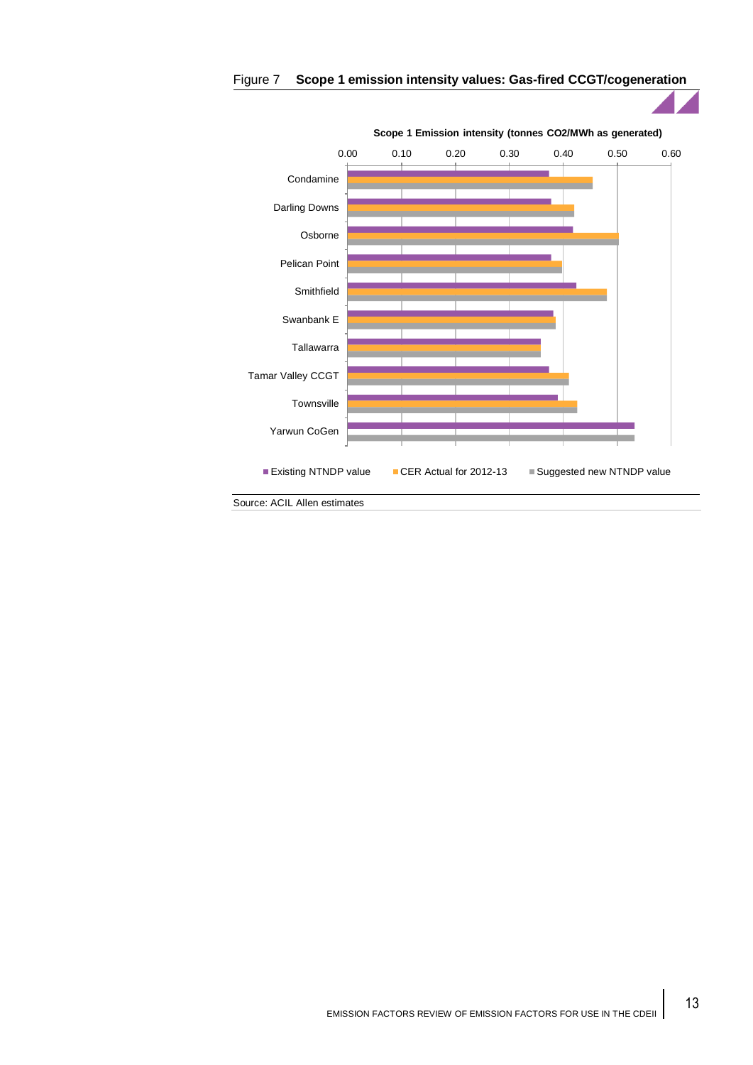Figure 7 **Scope 1 emission intensity values: Gas-fired CCGT/cogeneration**

**Scope 1 Emission intensity (tonnes CO2/MWh as generated)**

0.00 0.10 0.20 0.30 0.40 0.50 0.60

Condamine

Darling Downs

Osborne

Pelican Point

Smithfield

Swanbank E

Tallawarra

Tamar Valley CCGT

Townsville

Yarwun CoGen

Existing NTNDP value | CER Actual for 2012-13 | Suggested new NTNDP value

Source: ACIL Allen estimates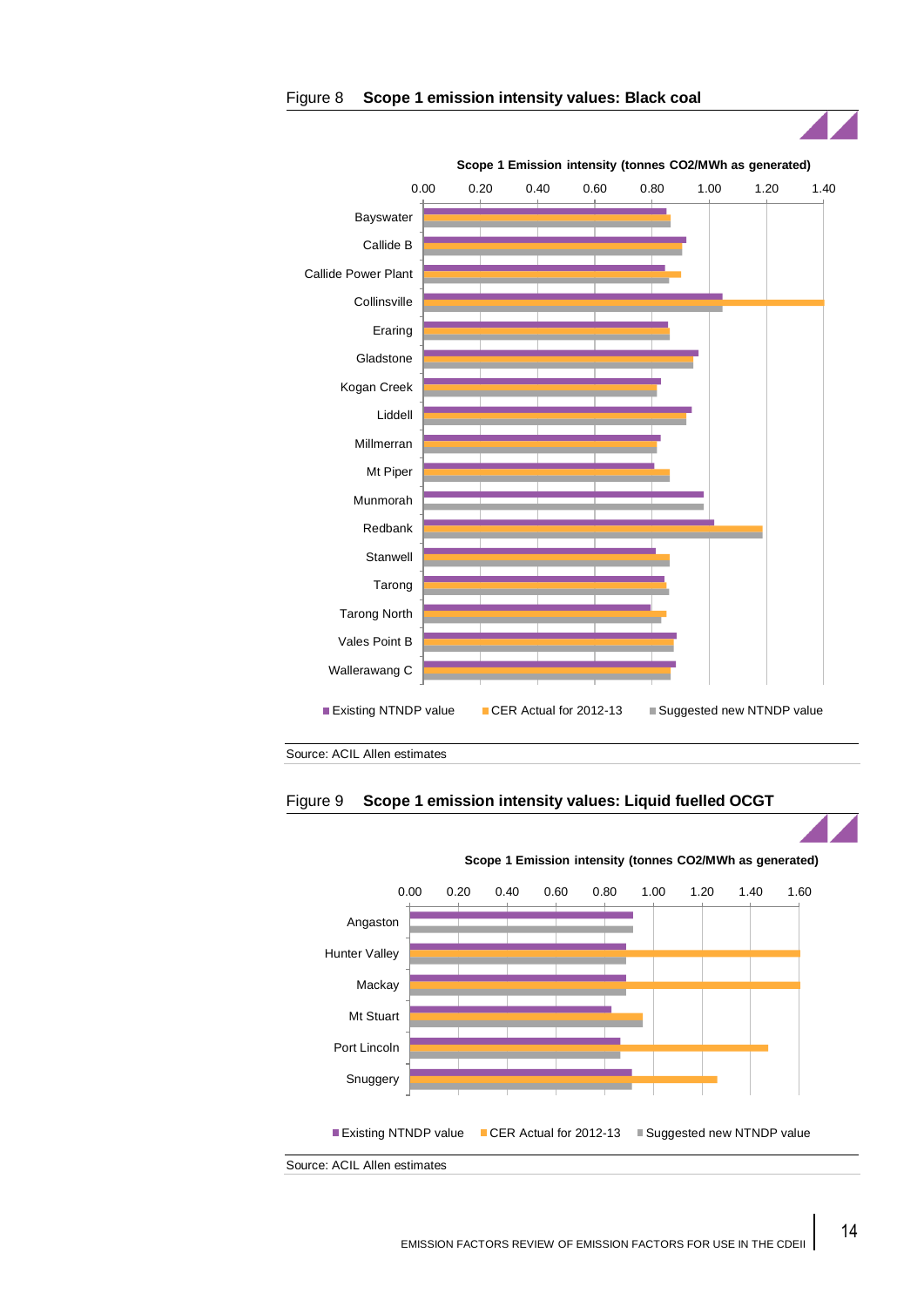Figure 8 **Scope 1 emission intensity values: Black coal**

Scope 1 Emission intensity (tonnes CO2/MWh as generated)

Source: ACIL Allen estimates

Figure 9 **Scope 1 emission intensity values: Liquid fuelled OCGT**

Scope 1 Emission intensity (tonnes CO2/MWh as generated)

Source: ACIL Allen estimates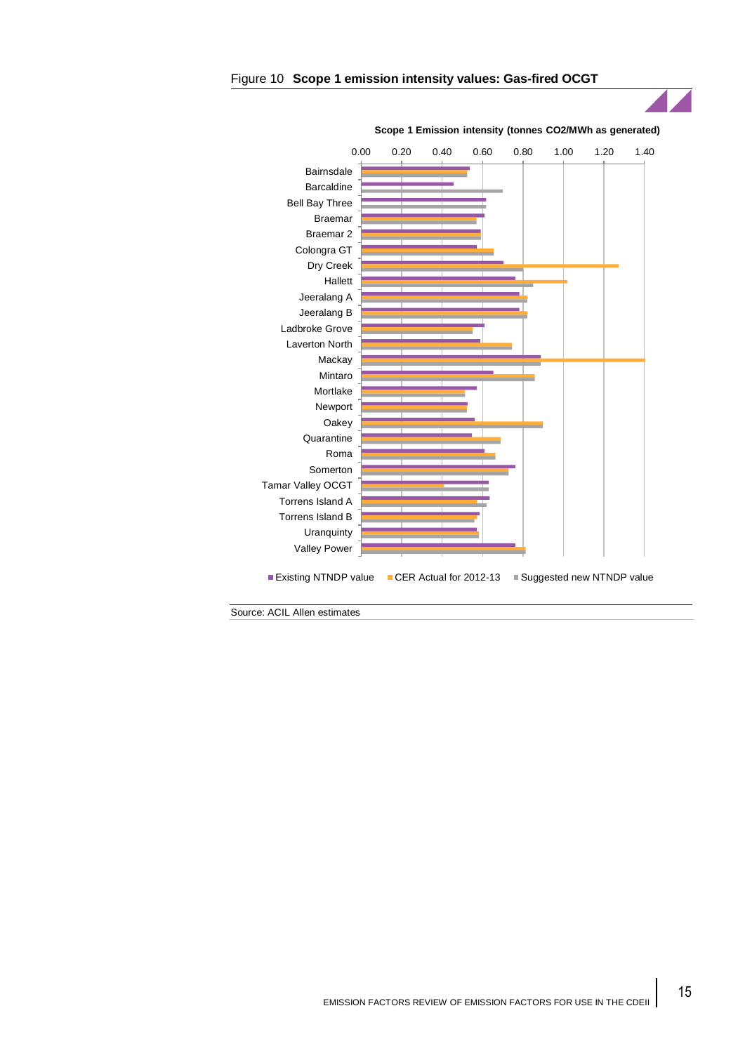Figure 10 **Scope 1 emission intensity values: Gas-fired OCGT**

**Scope 1 Emission intensity (tonnes CO2/MWh as generated)**

0.00 0.20 0.40 0.60 0.80 1.00 1.20 1.40

Bairnsdale
Barcaldine
Bell Bay Three
Braemar
Braemar 2
Colongra GT
Dry Creek
Hallett
Jeerалang A
Jeeralang B
Ladbroke Grove
Laverton North
Mackay
Mintaro
Mortlake
Newport
Oakey
Quarantine
Roma
Somerton
Tamar Valley OCGT
Torrens Island A
Torrens Island B
Uranquinty
Valley Power

■ Existing NTNDP value ■ CER Actual for 2012-13 ■ Suggested new NTNDP value

Source: ACIL Allen estimates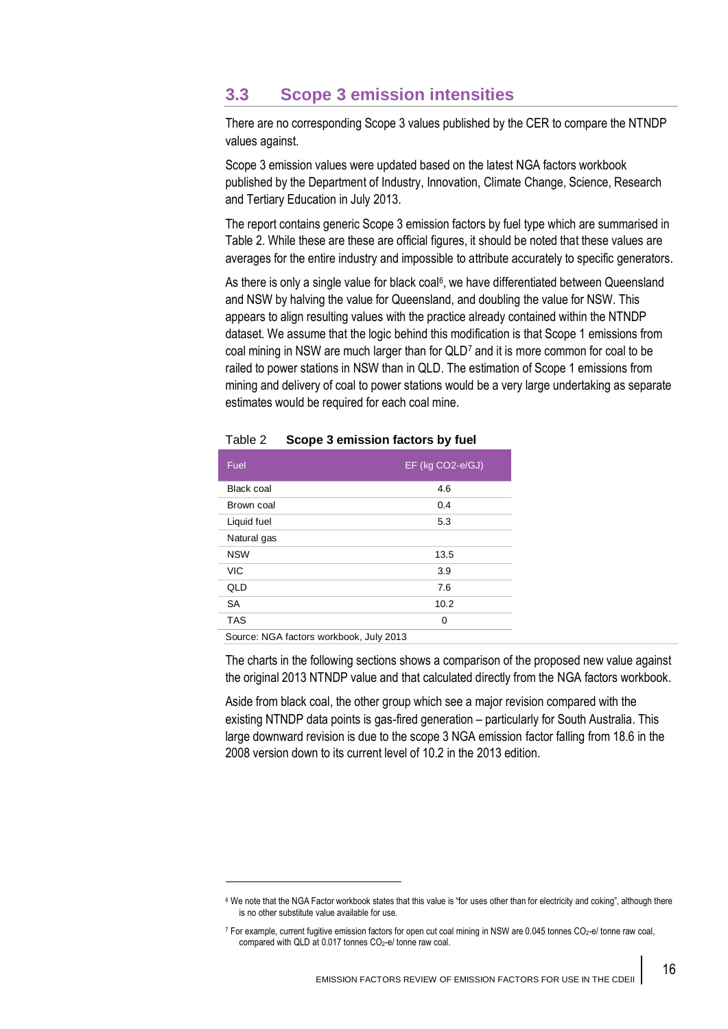## 3.3 Scope 3 emission intensities

There are no corresponding Scope 3 values published by the CER to compare the NTNDP values against.

Scope 3 emission values were updated based on the latest NGA factors workbook published by the Department of Industry, Innovation, Climate Change, Science, Research and Tertiary Education in July 2013.

The report contains generic Scope 3 emission factors by fuel type which are summarised in Table 2. While these are these are official figures, it should be noted that these values are averages for the entire industry and impossible to attribute accurately to specific generators.

As there is only a single value for black coal[6], we have differentiated between Queensland and NSW by halving the value for Queensland, and doubling the value for NSW. This appears to align resulting values with the practice already contained within the NTNDP dataset. We assume that the logic behind this modification is that Scope 1 emissions from coal mining in NSW are much larger than for QLD[7] and it is more common for coal to be railed to power stations in NSW than in QLD. The estimation of Scope 1 emissions from mining and delivery of coal to power stations would be a very large undertaking as separate estimates would be required for each coal mine.

Table 2 **Scope 3 emission factors by fuel**

| Fuel | EF (kg CO2-e/GJ) |
|---|---|
| Black coal | 4.6 |
| Brown coal | 0.4 |
| Liquid fuel | 5.3 |
| Natural gas | |
| NSW | 13.5 |
| VIC | 3.9 |
| QLD | 7.6 |
| SA | 10.2 |
| TAS | 0 |

Source: NGA factors workbook, July 2013

The charts in the following sections shows a comparison of the proposed new value against the original 2013 NTNDP value and that calculated directly from the NGA factors workbook.

Aside from black coal, the other group which see a major revision compared with the existing NTNDP data points is gas-fired generation – particularly for South Australia. This large downward revision is due to the scope 3 NGA emission factor falling from 18.6 in the 2008 version down to its current level of 10.2 in the 2013 edition.

---

[6] We note that the NGA Factor workbook states that this value is "for uses other than for electricity and coking", although there is no other substitute value available for use.

[7] For example, current fugitive emission factors for open cut coal mining in NSW are 0.045 tonnes $CO_2$-e/ tonne raw coal, compared with QLD at 0.017 tonnes $CO_2$-e/ tonne raw coal.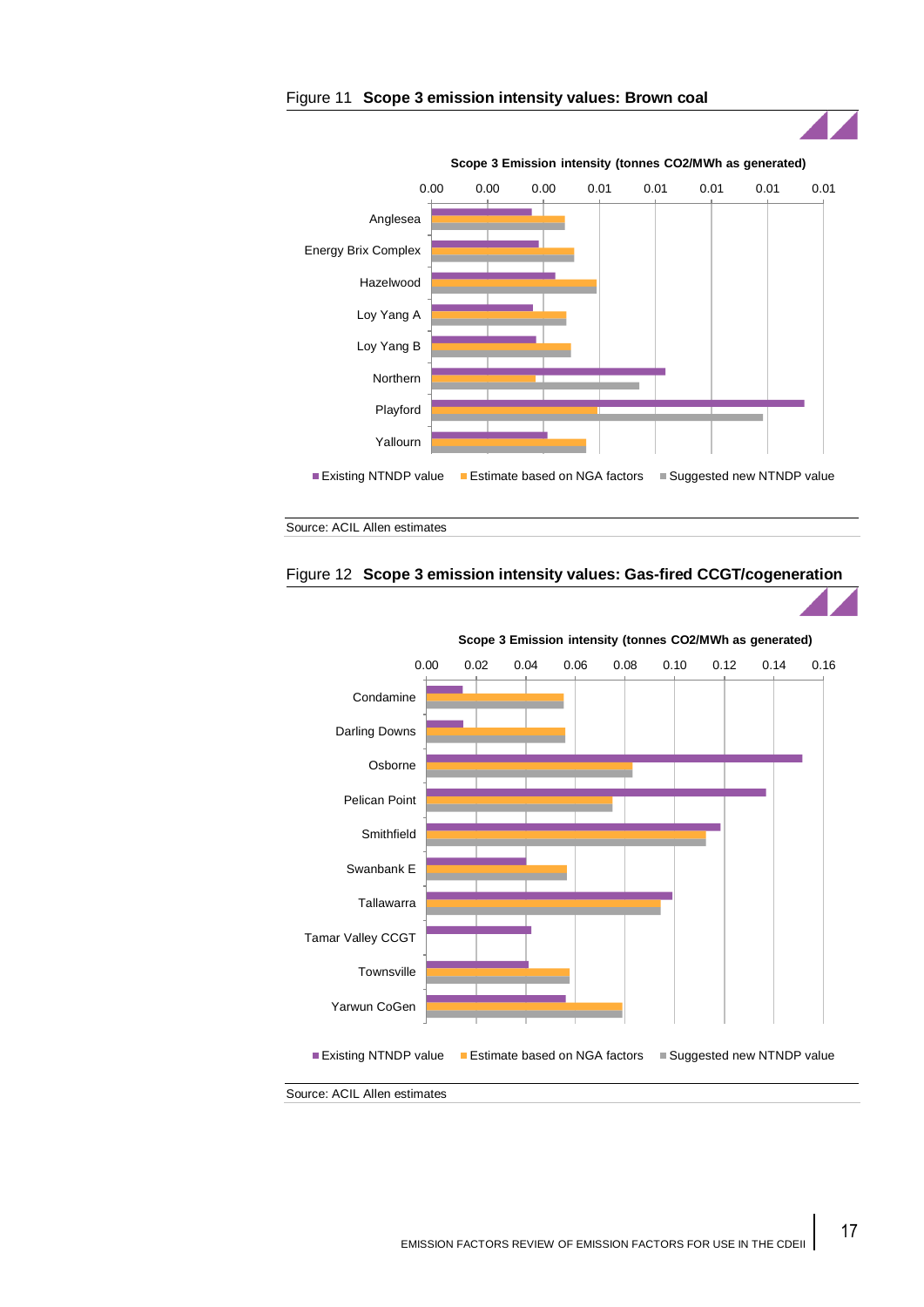Figure 11 **Scope 3 emission intensity values: Brown coal**

**Scope 3 Emission intensity (tonnes CO2/MWh as generated)**

Source: ACIL Allen estimates

Figure 12 **Scope 3 emission intensity values: Gas-fired CCGT/cogeneration**

**Scope 3 Emission intensity (tonnes CO2/MWh as generated)**

Source: ACIL Allen estimates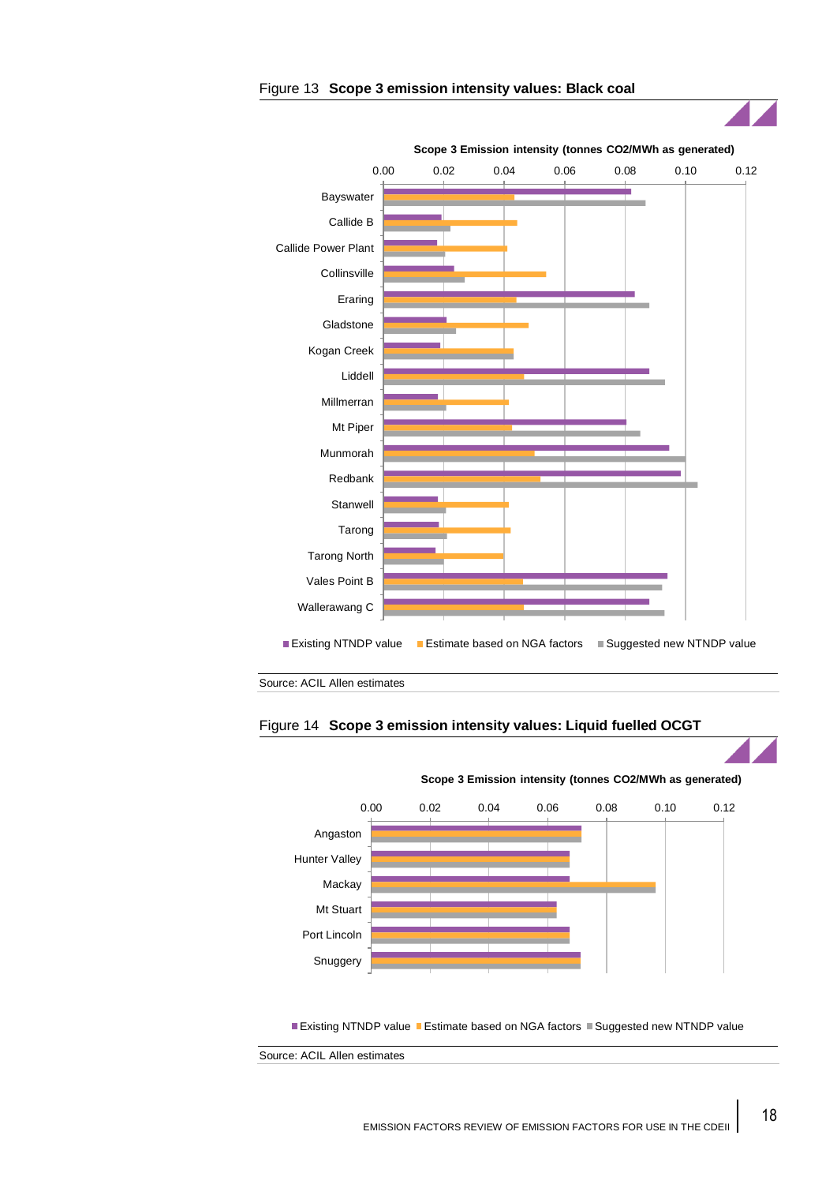Figure 13 **Scope 3 emission intensity values: Black coal**

Source: ACIL Allen estimates

Figure 14 **Scope 3 emission intensity values: Liquid fuelled OCGT**

Source: ACIL Allen estimates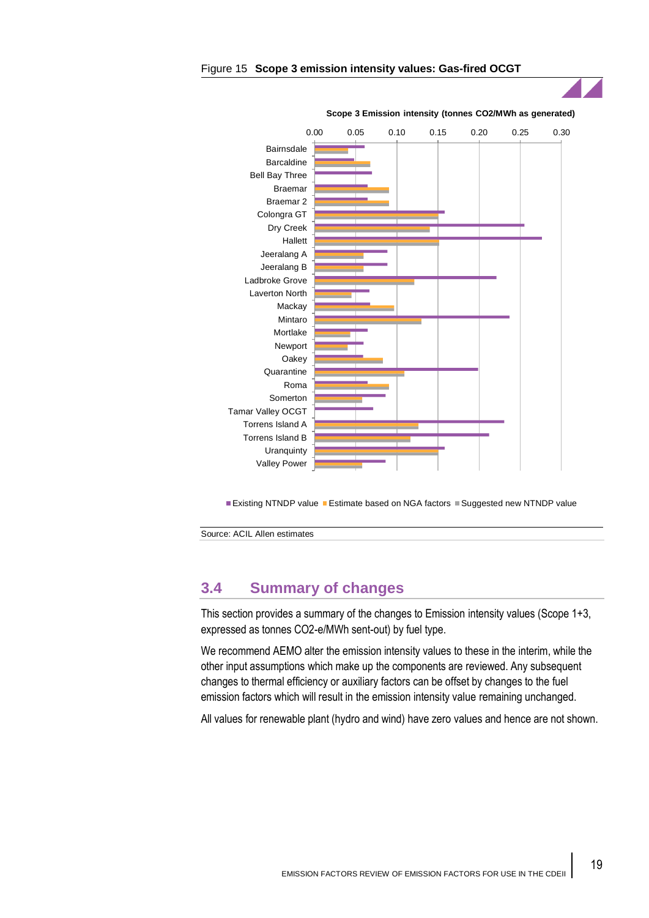Figure 15 **Scope 3 emission intensity values: Gas-fired OCGT**

**Scope 3 Emission intensity (tonnes CO2/MWh as generated)**

Bairnsdale, Barcaldine, Bell Bay Three, Braemar, Braemar 2, Colongra GT, Dry Creek, Hallett, Jeerelang A, Jeeralang B, Ladbroke Grove, Laverton North, Mackay, Mintaro, Mortlake, Newport, Oakey, Quarantine, Roma, Somerton, Tamar Valley OCGT, Torrens Island A, Torrens Island B, Uranquinty, Valley Power

Existing NTNDP value | Estimate based on NGA factors | Suggested new NTNDP value

Source: ACIL Allen estimates

## 3.4 Summary of changes

This section provides a summary of the changes to Emission intensity values (Scope 1+3, expressed as tonnes CO2-e/MWh sent-out) by fuel type.

We recommend AEMO alter the emission intensity values to these in the interim, while the other input assumptions which make up the components are reviewed. Any subsequent changes to thermal efficiency or auxiliary factors can be offset by changes to the fuel emission factors which will result in the emission intensity value remaining unchanged.

All values for renewable plant (hydro and wind) have zero values and hence are not shown.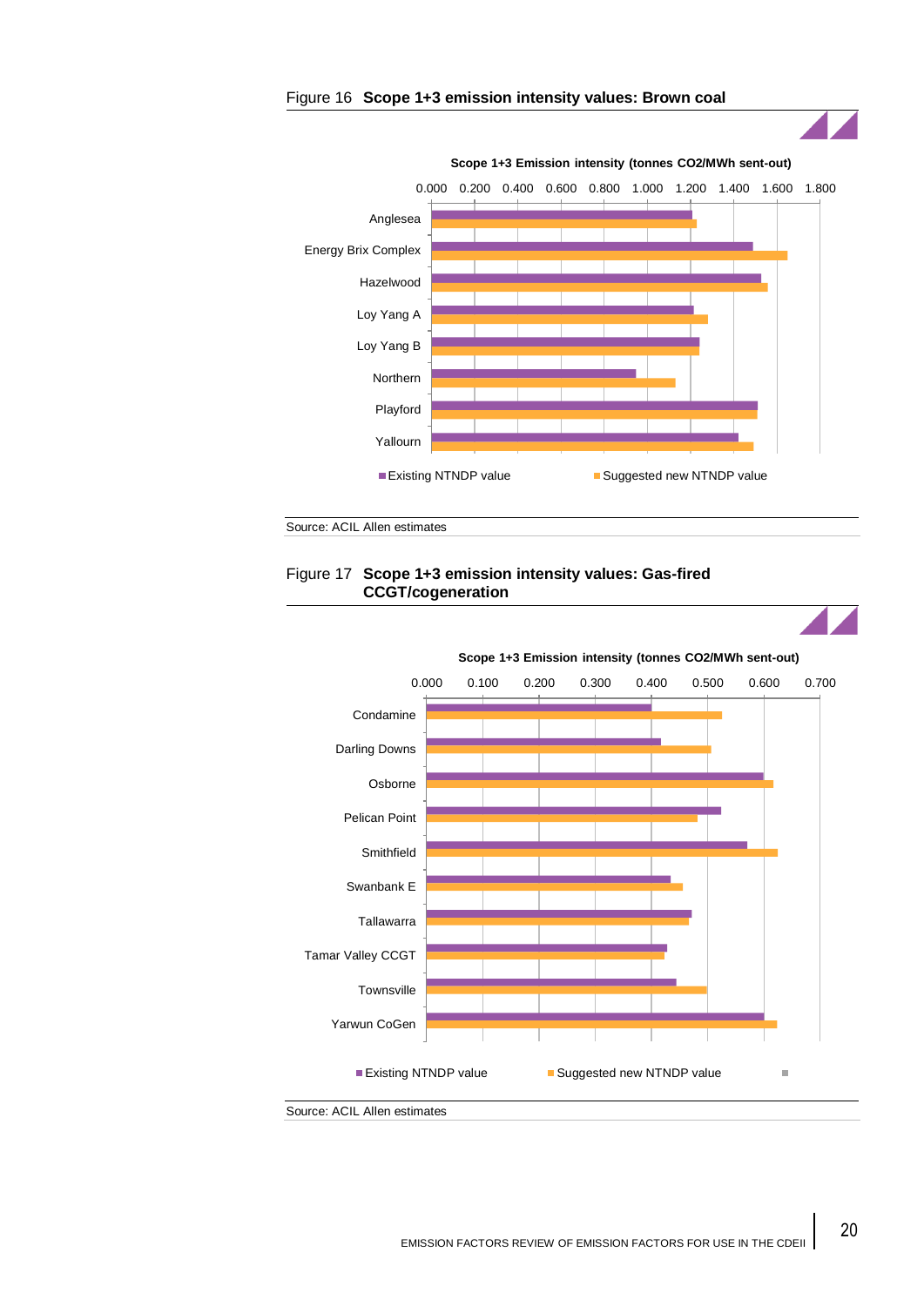Figure 16 **Scope 1+3 emission intensity values: Brown coal**

**Scope 1+3 Emission intensity (tonnes CO2/MWh sent-out)**

Axis: 0.000, 0.200, 0.400, 0.600, 0.800, 1.000, 1.200, 1.400, 1.600, 1.800

Categories: Anglesea, Energy Brix Complex, Hazelwood, Loy Yang A, Loy Yang B, Northern, Playford, Yallourn

Legend: Existing NTNDP value; Suggested new NTNDP value

Source: ACIL Allen estimates

Figure 17 **Scope 1+3 emission intensity values: Gas-fired CCGT/cogeneration**

**Scope 1+3 Emission intensity (tonnes CO2/MWh sent-out)**

Axis: 0.000, 0.100, 0.200, 0.300, 0.400, 0.500, 0.600, 0.700

Categories: Condamine, Darling Downs, Osborne, Pelican Point, Smithfield, Swanbank E, Tallawarra, Tamar Valley CCGT, Townsville, Yarwun CoGen

Legend: Existing NTNDP value; Suggested new NTNDP value

Source: ACIL Allen estimates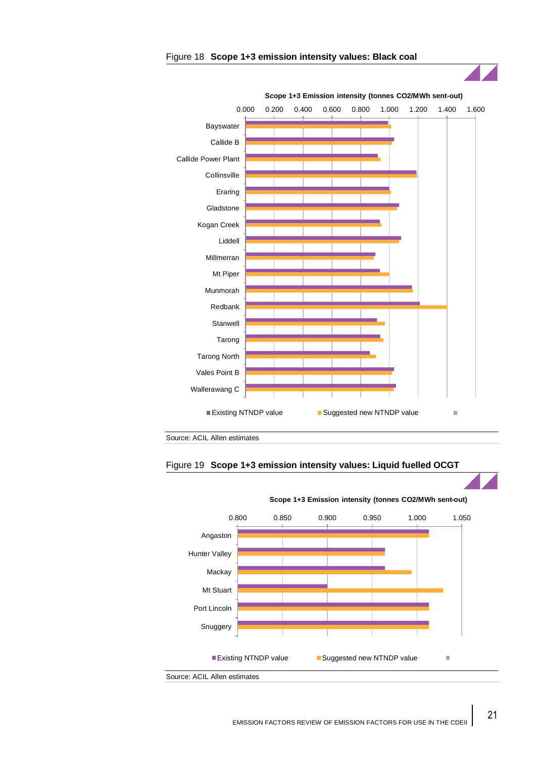Figure 18 **Scope 1+3 emission intensity values: Black coal**

Scope 1+3 Emission intensity (tonnes CO2/MWh sent-out)

0.000 0.200 0.400 0.600 0.800 1.000 1.200 1.400 1.600

Bayswater

Callide B

Callide Power Plant

Collinsville

Eraring

Gladstone

Kogan Creek

Liddell

Millmerran

Mt Piper

Munmorah

Redbank

Stanwell

Tarong

Tarong North

Vales Point B

Wallerawang C

Existing NTNDP value | Suggested new NTNDP value

Source: ACIL Allen estimates

Figure 19 **Scope 1+3 emission intensity values: Liquid fuelled OCGT**

Scope 1+3 Emission intensity (tonnes CO2/MWh sent-out)

0.800 0.850 0.900 0.950 1.000 1.050

Angaston

Hunter Valley

Mackay

Mt Stuart

Port Lincoln

Snuggery

Existing NTNDP value | Suggested new NTNDP value

Source: ACIL Allen estimates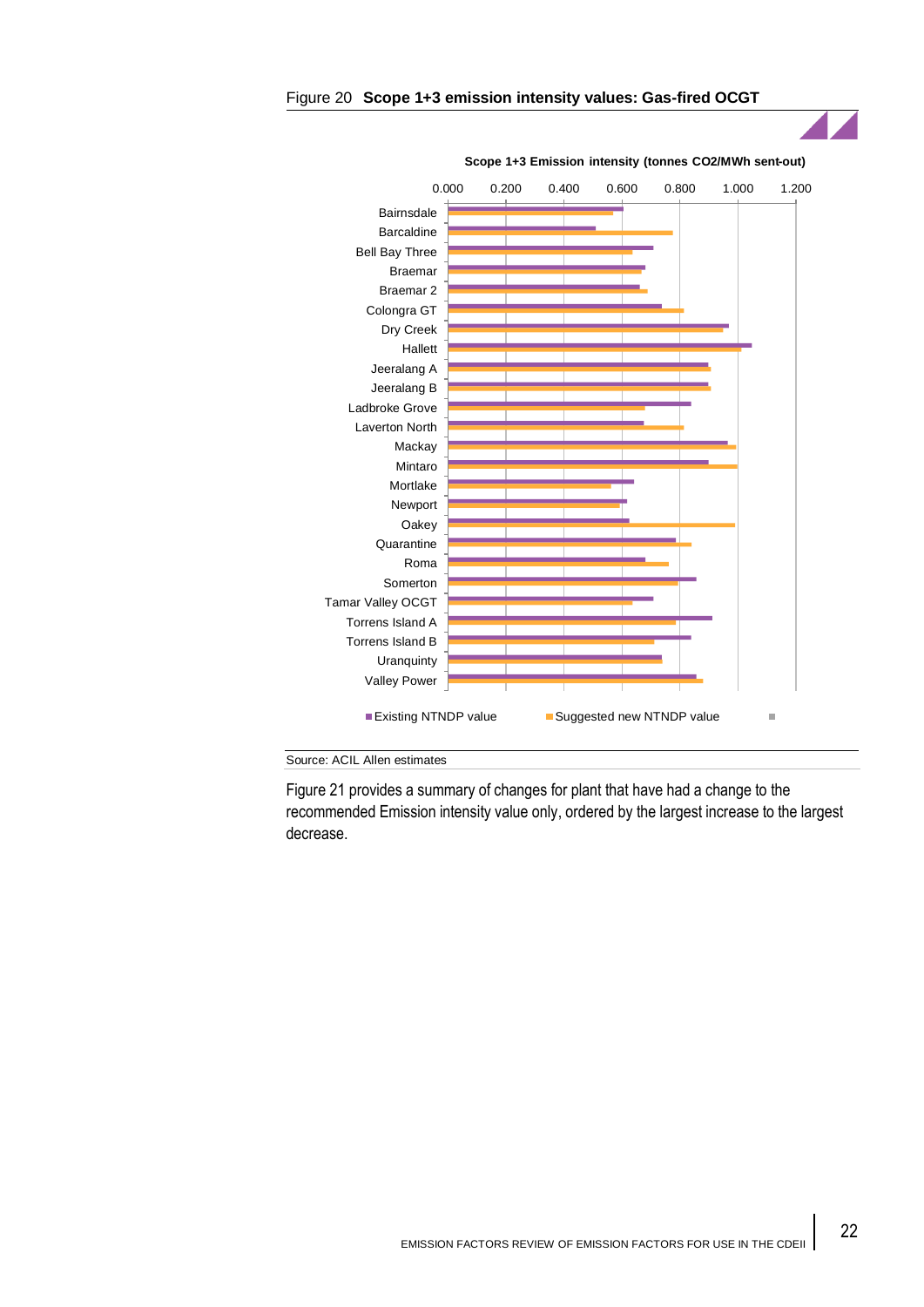Figure 20 **Scope 1+3 emission intensity values: Gas-fired OCGT**

Scope 1+3 Emission intensity (tonnes CO2/MWh sent-out)

0.000 0.200 0.400 0.600 0.800 1.000 1.200

Bairnsdale
Barcaldine
Bell Bay Three
Braemar
Braemar 2
Colongra GT
Dry Creek
Hallett
Jeeralang A
Jeeralang B
Ladbroke Grove
Laverton North
Mackay
Mintaro
Mortlake
Newport
Oakey
Quarantine
Roma
Somerton
Tamar Valley OCGT
Torrens Island A
Torrens Island B
Uranquinty
Valley Power

Existing NTNDP value    Suggested new NTNDP value

Source: ACIL Allen estimates

Figure 21 provides a summary of changes for plant that have had a change to the recommended Emission intensity value only, ordered by the largest increase to the largest decrease.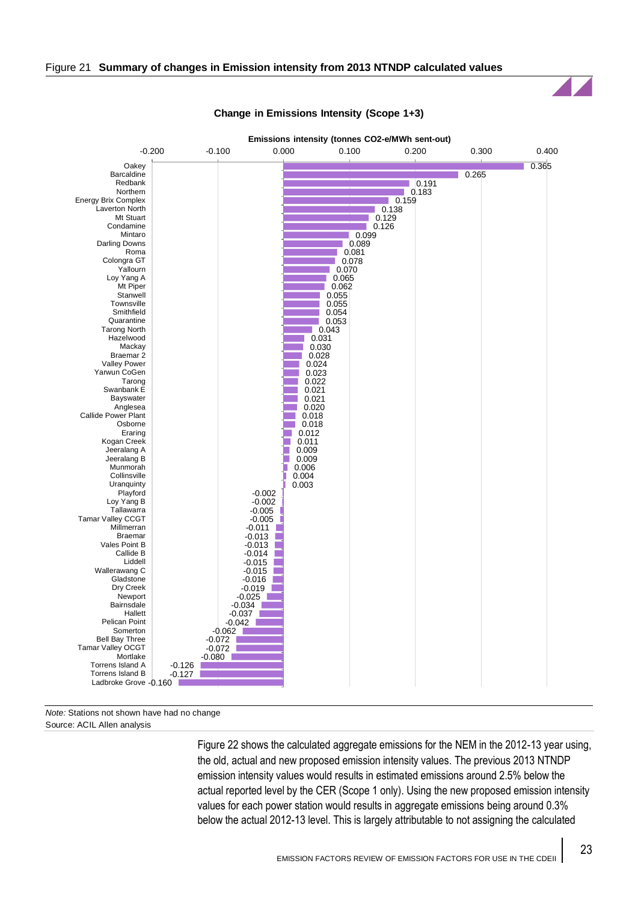Figure 21 **Summary of changes in Emission intensity from 2013 NTNDP calculated values**

**Change in Emissions Intensity (Scope 1+3)**

Emissions intensity (tonnes CO2-e/MWh sent-out)

| Station | Change |
|---|---|
| Oakey | 0.365 |
| Barcaldine | 0.265 |
| Redbank | 0.191 |
| Northern | 0.183 |
| Energy Brix Complex | 0.159 |
| Laverton North | 0.138 |
| Mt Stuart | 0.129 |
| Condamine | 0.126 |
| Mintaro | 0.099 |
| Darling Downs | 0.089 |
| Roma | 0.081 |
| Colongra GT | 0.078 |
| Yallourn | 0.070 |
| Loy Yang A | 0.065 |
| Mt Piper | 0.062 |
| Stanwell | 0.055 |
| Townsville | 0.055 |
| Smithfield | 0.054 |
| Quarantine | 0.053 |
| Tarong North | 0.043 |
| Hazelwood | 0.031 |
| Mackay | 0.030 |
| Braemar 2 | 0.028 |
| Valley Power | 0.024 |
| Yarwun CoGen | 0.023 |
| Tarong | 0.022 |
| Swanbank E | 0.021 |
| Bayswater | 0.021 |
| Anglesea | 0.020 |
| Callide Power Plant | 0.018 |
| Osborne | 0.018 |
| Eraring | 0.012 |
| Kogan Creek | 0.011 |
| Jeeralang A | 0.009 |
| Jeeralang B | 0.009 |
| Munmorah | 0.006 |
| Collinsville | 0.004 |
| Uranquinty | 0.003 |
| Playford | -0.002 |
| Loy Yang B | -0.002 |
| Tallawarra | -0.005 |
| Tamar Valley CCGT | -0.005 |
| Millmerran | -0.011 |
| Braemar | -0.013 |
| Vales Point B | -0.013 |
| Callide B | -0.014 |
| Liddell | -0.015 |
| Wallerawang C | -0.015 |
| Gladstone | -0.016 |
| Dry Creek | -0.019 |
| Newport | -0.025 |
| Bairnsdale | -0.034 |
| Hallett | -0.037 |
| Pelican Point | -0.042 |
| Somerton | -0.062 |
| Bell Bay Three | -0.072 |
| Tamar Valley OCGT | -0.072 |
| Mortlake | -0.080 |
| Torrens Island A | -0.126 |
| Torrens Island B | -0.127 |
| Ladbroke Grove | -0.160 |

*Note:* Stations not shown have had no change

Source: ACIL Allen analysis

Figure 22 shows the calculated aggregate emissions for the NEM in the 2012-13 year using, the old, actual and new proposed emission intensity values. The previous 2013 NTNDP emission intensity values would results in estimated emissions around 2.5% below the actual reported level by the CER (Scope 1 only). Using the new proposed emission intensity values for each power station would results in aggregate emissions being around 0.3% below the actual 2012-13 level. This is largely attributable to not assigning the calculated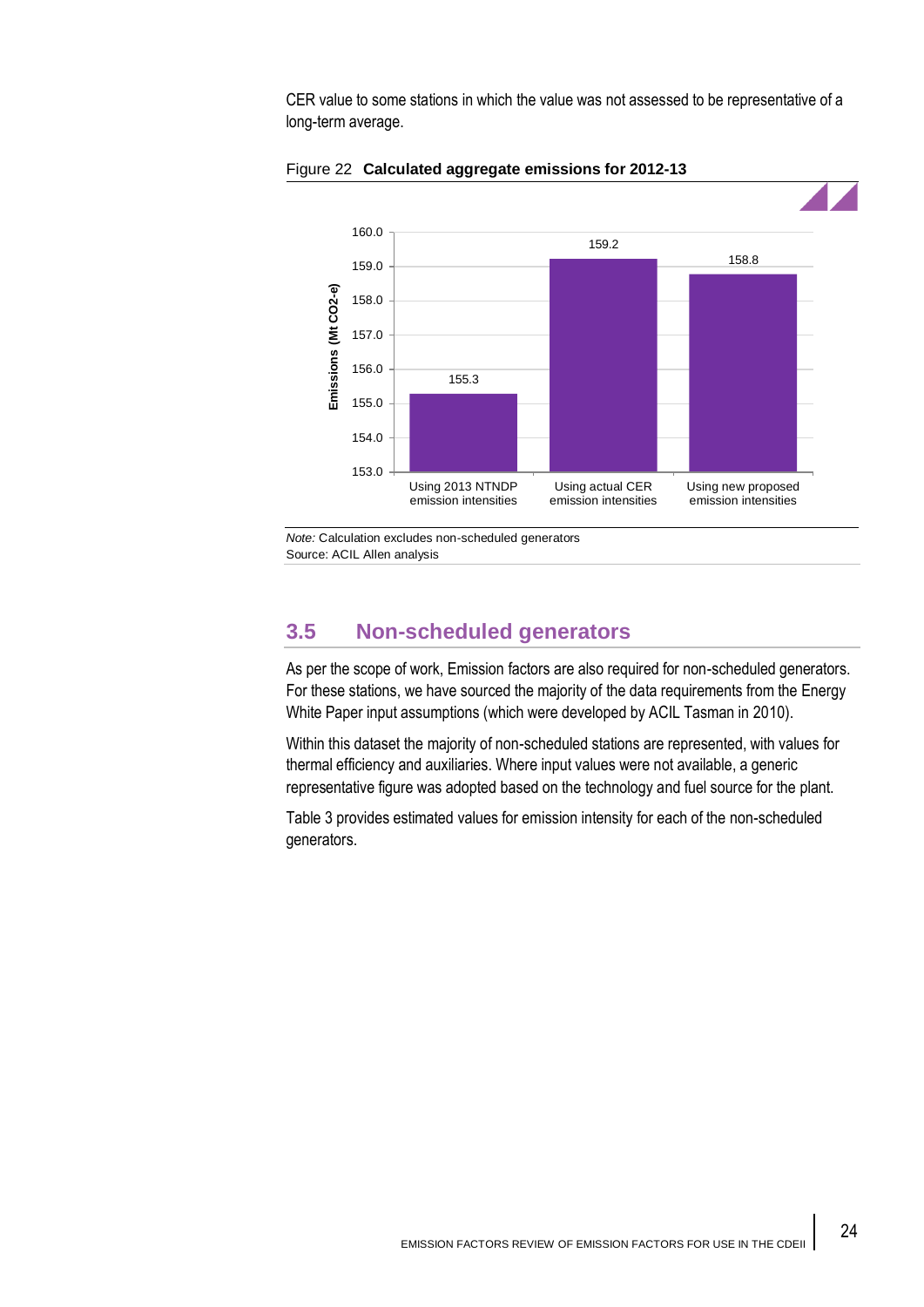CER value to some stations in which the value was not assessed to be representative of a long-term average.

Figure 22 **Calculated aggregate emissions for 2012-13**

| | Emissions (Mt $CO_2$-e) |
|---|---|
| Using 2013 NTNDP emission intensities | 155.3 |
| Using actual CER emission intensities | 159.2 |
| Using new proposed emission intensities | 158.8 |

*Note:* Calculation excludes non-scheduled generators
Source: ACIL Allen analysis

## 3.5 Non-scheduled generators

As per the scope of work, Emission factors are also required for non-scheduled generators. For these stations, we have sourced the majority of the data requirements from the Energy White Paper input assumptions (which were developed by ACIL Tasman in 2010).

Within this dataset the majority of non-scheduled stations are represented, with values for thermal efficiency and auxiliaries. Where input values were not available, a generic representative figure was adopted based on the technology and fuel source for the plant.

Table 3 provides estimated values for emission intensity for each of the non-scheduled generators.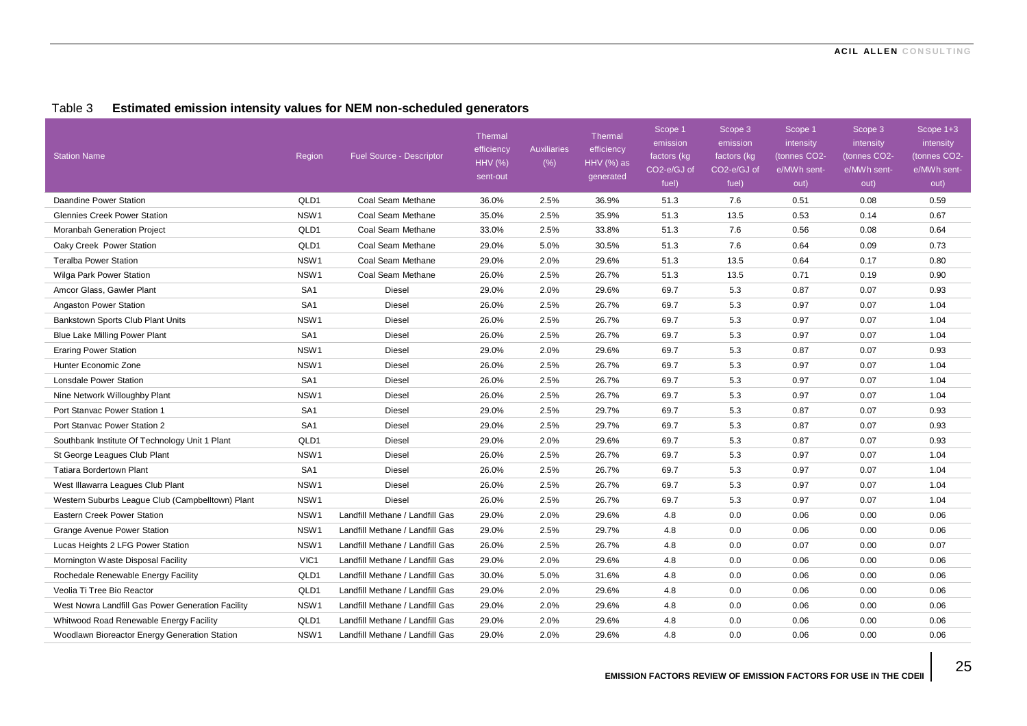Table 3 **Estimated emission intensity values for NEM non-scheduled generators**

| Station Name | Region | Fuel Source - Descriptor | Thermal efficiency HHV (%) sent-out | Auxiliaries (%) | Thermal efficiency HHV (%) as generated | Scope 1 emission factors (kg CO2-e/GJ of fuel) | Scope 3 emission factors (kg CO2-e/GJ of fuel) | Scope 1 intensity (tonnes CO2-e/MWh sent-out) | Scope 3 intensity (tonnes CO2-e/MWh sent-out) | Scope 1+3 intensity (tonnes CO2-e/MWh sent-out) |
|---|---|---|---|---|---|---|---|---|---|---|
| Daandine Power Station | QLD1 | Coal Seam Methane | 36.0% | 2.5% | 36.9% | 51.3 | 7.6 | 0.51 | 0.08 | 0.59 |
| Glennies Creek Power Station | NSW1 | Coal Seam Methane | 35.0% | 2.5% | 35.9% | 51.3 | 13.5 | 0.53 | 0.14 | 0.67 |
| Moranbah Generation Project | QLD1 | Coal Seam Methane | 33.0% | 2.5% | 33.8% | 51.3 | 7.6 | 0.56 | 0.08 | 0.64 |
| Oaky Creek Power Station | QLD1 | Coal Seam Methane | 29.0% | 5.0% | 30.5% | 51.3 | 7.6 | 0.64 | 0.09 | 0.73 |
| Teralba Power Station | NSW1 | Coal Seam Methane | 29.0% | 2.0% | 29.6% | 51.3 | 13.5 | 0.64 | 0.17 | 0.80 |
| Wilga Park Power Station | NSW1 | Coal Seam Methane | 26.0% | 2.5% | 26.7% | 51.3 | 13.5 | 0.71 | 0.19 | 0.90 |
| Amcor Glass, Gawler Plant | SA1 | Diesel | 29.0% | 2.0% | 29.6% | 69.7 | 5.3 | 0.87 | 0.07 | 0.93 |
| Angaston Power Station | SA1 | Diesel | 26.0% | 2.5% | 26.7% | 69.7 | 5.3 | 0.97 | 0.07 | 1.04 |
| Bankstown Sports Club Plant Units | NSW1 | Diesel | 26.0% | 2.5% | 26.7% | 69.7 | 5.3 | 0.97 | 0.07 | 1.04 |
| Blue Lake Milling Power Plant | SA1 | Diesel | 26.0% | 2.5% | 26.7% | 69.7 | 5.3 | 0.97 | 0.07 | 1.04 |
| Eraring Power Station | NSW1 | Diesel | 29.0% | 2.0% | 29.6% | 69.7 | 5.3 | 0.87 | 0.07 | 0.93 |
| Hunter Economic Zone | NSW1 | Diesel | 26.0% | 2.5% | 26.7% | 69.7 | 5.3 | 0.97 | 0.07 | 1.04 |
| Lonsdale Power Station | SA1 | Diesel | 26.0% | 2.5% | 26.7% | 69.7 | 5.3 | 0.97 | 0.07 | 1.04 |
| Nine Network Willoughby Plant | NSW1 | Diesel | 26.0% | 2.5% | 26.7% | 69.7 | 5.3 | 0.97 | 0.07 | 1.04 |
| Port Stanvac Power Station 1 | SA1 | Diesel | 29.0% | 2.5% | 29.7% | 69.7 | 5.3 | 0.87 | 0.07 | 0.93 |
| Port Stanvac Power Station 2 | SA1 | Diesel | 29.0% | 2.5% | 29.7% | 69.7 | 5.3 | 0.87 | 0.07 | 0.93 |
| Southbank Institute Of Technology Unit 1 Plant | QLD1 | Diesel | 29.0% | 2.0% | 29.6% | 69.7 | 5.3 | 0.87 | 0.07 | 0.93 |
| St George Leagues Club Plant | NSW1 | Diesel | 26.0% | 2.5% | 26.7% | 69.7 | 5.3 | 0.97 | 0.07 | 1.04 |
| Tatiara Bordertown Plant | SA1 | Diesel | 26.0% | 2.5% | 26.7% | 69.7 | 5.3 | 0.97 | 0.07 | 1.04 |
| West Illawarra Leagues Club Plant | NSW1 | Diesel | 26.0% | 2.5% | 26.7% | 69.7 | 5.3 | 0.97 | 0.07 | 1.04 |
| Western Suburbs League Club (Campbelltown) Plant | NSW1 | Diesel | 26.0% | 2.5% | 26.7% | 69.7 | 5.3 | 0.97 | 0.07 | 1.04 |
| Eastern Creek Power Station | NSW1 | Landfill Methane / Landfill Gas | 29.0% | 2.0% | 29.6% | 4.8 | 0.0 | 0.06 | 0.00 | 0.06 |
| Grange Avenue Power Station | NSW1 | Landfill Methane / Landfill Gas | 29.0% | 2.5% | 29.7% | 4.8 | 0.0 | 0.06 | 0.00 | 0.06 |
| Lucas Heights 2 LFG Power Station | NSW1 | Landfill Methane / Landfill Gas | 26.0% | 2.5% | 26.7% | 4.8 | 0.0 | 0.07 | 0.00 | 0.07 |
| Mornington Waste Disposal Facility | VIC1 | Landfill Methane / Landfill Gas | 29.0% | 2.0% | 29.6% | 4.8 | 0.0 | 0.06 | 0.00 | 0.06 |
| Rochedale Renewable Energy Facility | QLD1 | Landfill Methane / Landfill Gas | 30.0% | 5.0% | 31.6% | 4.8 | 0.0 | 0.06 | 0.00 | 0.06 |
| Veolia Ti Tree Bio Reactor | QLD1 | Landfill Methane / Landfill Gas | 29.0% | 2.0% | 29.6% | 4.8 | 0.0 | 0.06 | 0.00 | 0.06 |
| West Nowra Landfill Gas Power Generation Facility | NSW1 | Landfill Methane / Landfill Gas | 29.0% | 2.0% | 29.6% | 4.8 | 0.0 | 0.06 | 0.00 | 0.06 |
| Whitwood Road Renewable Energy Facility | QLD1 | Landfill Methane / Landfill Gas | 29.0% | 2.0% | 29.6% | 4.8 | 0.0 | 0.06 | 0.00 | 0.06 |
| Woodlawn Bioreactor Energy Generation Station | NSW1 | Landfill Methane / Landfill Gas | 29.0% | 2.0% | 29.6% | 4.8 | 0.0 | 0.06 | 0.00 | 0.06 |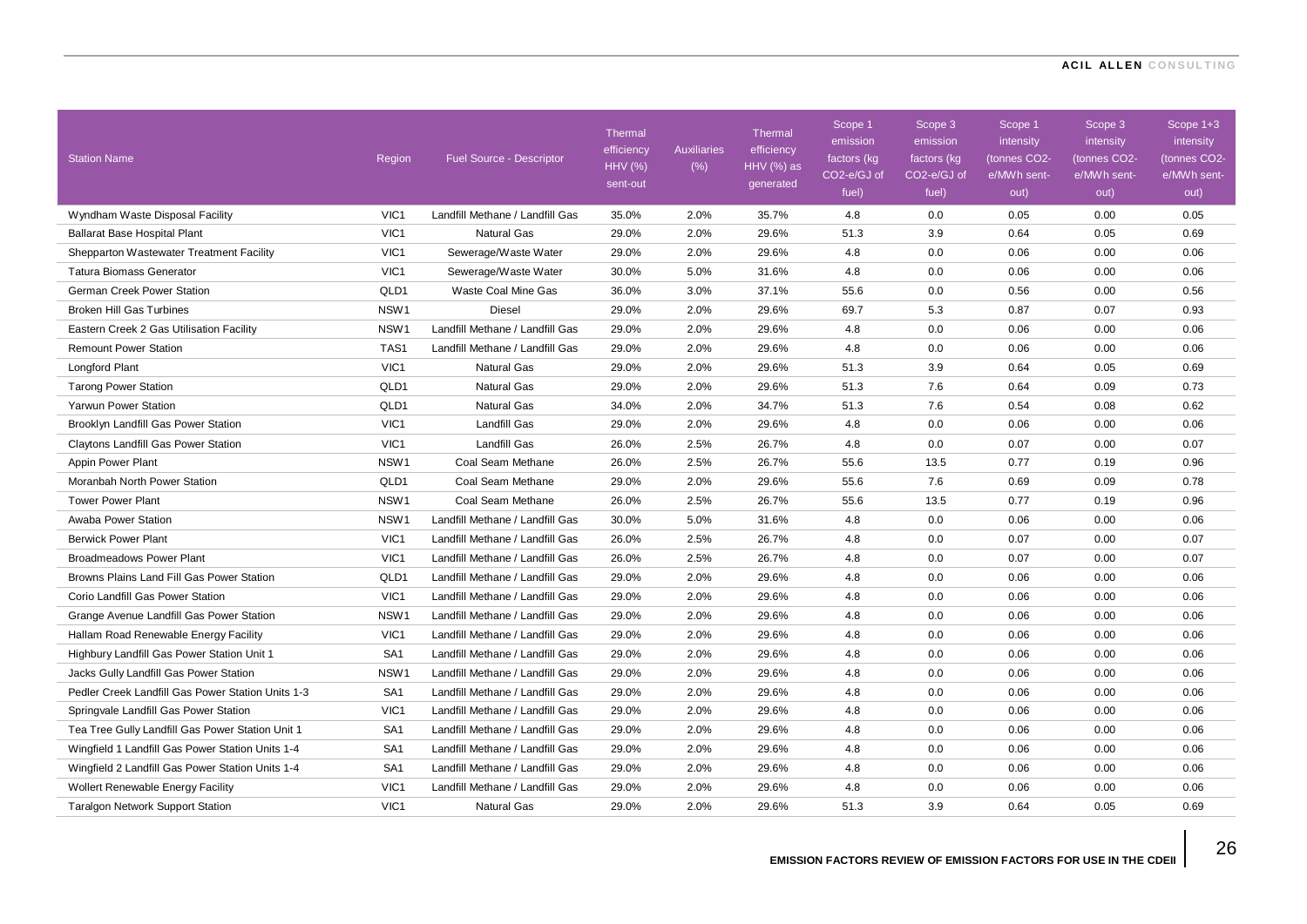| Station Name | Region | Fuel Source - Descriptor | Thermal efficiency HHV (%) sent-out | Auxiliaries (%) | Thermal efficiency HHV (%) as generated | Scope 1 emission factors (kg $CO_2$-e/GJ of fuel) | Scope 3 emission factors (kg $CO_2$-e/GJ of fuel) | Scope 1 intensity (tonnes $CO_2$-e/MWh sent-out) | Scope 3 intensity (tonnes $CO_2$-e/MWh sent-out) | Scope 1+3 intensity (tonnes $CO_2$-e/MWh sent-out) |
|---|---|---|---|---|---|---|---|---|---|---|
| Wyndham Waste Disposal Facility | VIC1 | Landfill Methane / Landfill Gas | 35.0% | 2.0% | 35.7% | 4.8 | 0.0 | 0.05 | 0.00 | 0.05 |
| Ballarat Base Hospital Plant | VIC1 | Natural Gas | 29.0% | 2.0% | 29.6% | 51.3 | 3.9 | 0.64 | 0.05 | 0.69 |
| Shepparton Wastewater Treatment Facility | VIC1 | Sewerage/Waste Water | 29.0% | 2.0% | 29.6% | 4.8 | 0.0 | 0.06 | 0.00 | 0.06 |
| Tatura Biomass Generator | VIC1 | Sewerage/Waste Water | 30.0% | 5.0% | 31.6% | 4.8 | 0.0 | 0.06 | 0.00 | 0.06 |
| German Creek Power Station | QLD1 | Waste Coal Mine Gas | 36.0% | 3.0% | 37.1% | 55.6 | 0.0 | 0.56 | 0.00 | 0.56 |
| Broken Hill Gas Turbines | NSW1 | Diesel | 29.0% | 2.0% | 29.6% | 69.7 | 5.3 | 0.87 | 0.07 | 0.93 |
| Eastern Creek 2 Gas Utilisation Facility | NSW1 | Landfill Methane / Landfill Gas | 29.0% | 2.0% | 29.6% | 4.8 | 0.0 | 0.06 | 0.00 | 0.06 |
| Remount Power Station | TAS1 | Landfill Methane / Landfill Gas | 29.0% | 2.0% | 29.6% | 4.8 | 0.0 | 0.06 | 0.00 | 0.06 |
| Longford Plant | VIC1 | Natural Gas | 29.0% | 2.0% | 29.6% | 51.3 | 3.9 | 0.64 | 0.05 | 0.69 |
| Tarong Power Station | QLD1 | Natural Gas | 29.0% | 2.0% | 29.6% | 51.3 | 7.6 | 0.64 | 0.09 | 0.73 |
| Yarwun Power Station | QLD1 | Natural Gas | 34.0% | 2.0% | 34.7% | 51.3 | 7.6 | 0.54 | 0.08 | 0.62 |
| Brooklyn Landfill Gas Power Station | VIC1 | Landfill Gas | 29.0% | 2.0% | 29.6% | 4.8 | 0.0 | 0.06 | 0.00 | 0.06 |
| Claytons Landfill Gas Power Station | VIC1 | Landfill Gas | 26.0% | 2.5% | 26.7% | 4.8 | 0.0 | 0.07 | 0.00 | 0.07 |
| Appin Power Plant | NSW1 | Coal Seam Methane | 26.0% | 2.5% | 26.7% | 55.6 | 13.5 | 0.77 | 0.19 | 0.96 |
| Moranbah North Power Station | QLD1 | Coal Seam Methane | 29.0% | 2.0% | 29.6% | 55.6 | 7.6 | 0.69 | 0.09 | 0.78 |
| Tower Power Plant | NSW1 | Coal Seam Methane | 26.0% | 2.5% | 26.7% | 55.6 | 13.5 | 0.77 | 0.19 | 0.96 |
| Awaba Power Station | NSW1 | Landfill Methane / Landfill Gas | 30.0% | 5.0% | 31.6% | 4.8 | 0.0 | 0.06 | 0.00 | 0.06 |
| Berwick Power Plant | VIC1 | Landfill Methane / Landfill Gas | 26.0% | 2.5% | 26.7% | 4.8 | 0.0 | 0.07 | 0.00 | 0.07 |
| Broadmeadows Power Plant | VIC1 | Landfill Methane / Landfill Gas | 26.0% | 2.5% | 26.7% | 4.8 | 0.0 | 0.07 | 0.00 | 0.07 |
| Browns Plains Land Fill Gas Power Station | QLD1 | Landfill Methane / Landfill Gas | 29.0% | 2.0% | 29.6% | 4.8 | 0.0 | 0.06 | 0.00 | 0.06 |
| Corio Landfill Gas Power Station | VIC1 | Landfill Methane / Landfill Gas | 29.0% | 2.0% | 29.6% | 4.8 | 0.0 | 0.06 | 0.00 | 0.06 |
| Grange Avenue Landfill Gas Power Station | NSW1 | Landfill Methane / Landfill Gas | 29.0% | 2.0% | 29.6% | 4.8 | 0.0 | 0.06 | 0.00 | 0.06 |
| Hallam Road Renewable Energy Facility | VIC1 | Landfill Methane / Landfill Gas | 29.0% | 2.0% | 29.6% | 4.8 | 0.0 | 0.06 | 0.00 | 0.06 |
| Highbury Landfill Gas Power Station Unit 1 | SA1 | Landfill Methane / Landfill Gas | 29.0% | 2.0% | 29.6% | 4.8 | 0.0 | 0.06 | 0.00 | 0.06 |
| Jacks Gully Landfill Gas Power Station | NSW1 | Landfill Methane / Landfill Gas | 29.0% | 2.0% | 29.6% | 4.8 | 0.0 | 0.06 | 0.00 | 0.06 |
| Pedler Creek Landfill Gas Power Station Units 1-3 | SA1 | Landfill Methane / Landfill Gas | 29.0% | 2.0% | 29.6% | 4.8 | 0.0 | 0.06 | 0.00 | 0.06 |
| Springvale Landfill Gas Power Station | VIC1 | Landfill Methane / Landfill Gas | 29.0% | 2.0% | 29.6% | 4.8 | 0.0 | 0.06 | 0.00 | 0.06 |
| Tea Tree Gully Landfill Gas Power Station Unit 1 | SA1 | Landfill Methane / Landfill Gas | 29.0% | 2.0% | 29.6% | 4.8 | 0.0 | 0.06 | 0.00 | 0.06 |
| Wingfield 1 Landfill Gas Power Station Units 1-4 | SA1 | Landfill Methane / Landfill Gas | 29.0% | 2.0% | 29.6% | 4.8 | 0.0 | 0.06 | 0.00 | 0.06 |
| Wingfield 2 Landfill Gas Power Station Units 1-4 | SA1 | Landfill Methane / Landfill Gas | 29.0% | 2.0% | 29.6% | 4.8 | 0.0 | 0.06 | 0.00 | 0.06 |
| Wollert Renewable Energy Facility | VIC1 | Landfill Methane / Landfill Gas | 29.0% | 2.0% | 29.6% | 4.8 | 0.0 | 0.06 | 0.00 | 0.06 |
| Taralgon Network Support Station | VIC1 | Natural Gas | 29.0% | 2.0% | 29.6% | 51.3 | 3.9 | 0.64 | 0.05 | 0.69 |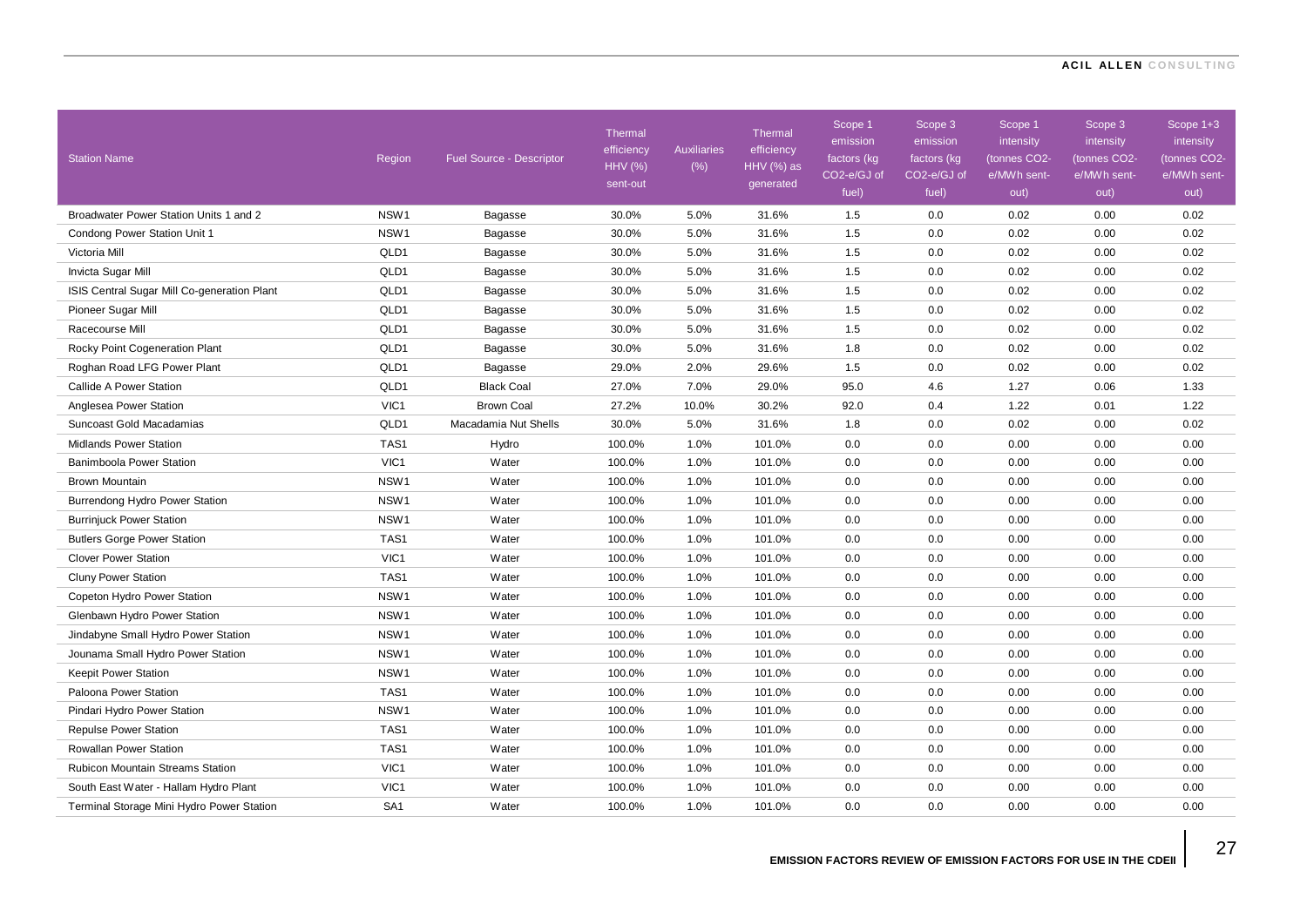| Station Name | Region | Fuel Source - Descriptor | Thermal efficiency HHV (%) sent-out | Auxiliaries (%) | Thermal efficiency HHV (%) as generated | Scope 1 emission factors (kg CO2-e/GJ of fuel) | Scope 3 emission factors (kg CO2-e/GJ of fuel) | Scope 1 intensity (tonnes CO2-e/MWh sent-out) | Scope 3 intensity (tonnes CO2-e/MWh sent-out) | Scope 1+3 intensity (tonnes CO2-e/MWh sent-out) |
|---|---|---|---|---|---|---|---|---|---|---|
| Broadwater Power Station Units 1 and 2 | NSW1 | Bagasse | 30.0% | 5.0% | 31.6% | 1.5 | 0.0 | 0.02 | 0.00 | 0.02 |
| Condong Power Station Unit 1 | NSW1 | Bagasse | 30.0% | 5.0% | 31.6% | 1.5 | 0.0 | 0.02 | 0.00 | 0.02 |
| Victoria Mill | QLD1 | Bagasse | 30.0% | 5.0% | 31.6% | 1.5 | 0.0 | 0.02 | 0.00 | 0.02 |
| Invicta Sugar Mill | QLD1 | Bagasse | 30.0% | 5.0% | 31.6% | 1.5 | 0.0 | 0.02 | 0.00 | 0.02 |
| ISIS Central Sugar Mill Co-generation Plant | QLD1 | Bagasse | 30.0% | 5.0% | 31.6% | 1.5 | 0.0 | 0.02 | 0.00 | 0.02 |
| Pioneer Sugar Mill | QLD1 | Bagasse | 30.0% | 5.0% | 31.6% | 1.5 | 0.0 | 0.02 | 0.00 | 0.02 |
| Racecourse Mill | QLD1 | Bagasse | 30.0% | 5.0% | 31.6% | 1.5 | 0.0 | 0.02 | 0.00 | 0.02 |
| Rocky Point Cogeneration Plant | QLD1 | Bagasse | 30.0% | 5.0% | 31.6% | 1.8 | 0.0 | 0.02 | 0.00 | 0.02 |
| Roghan Road LFG Power Plant | QLD1 | Bagasse | 29.0% | 2.0% | 29.6% | 1.5 | 0.0 | 0.02 | 0.00 | 0.02 |
| Callide A Power Station | QLD1 | Black Coal | 27.0% | 7.0% | 29.0% | 95.0 | 4.6 | 1.27 | 0.06 | 1.33 |
| Anglesea Power Station | VIC1 | Brown Coal | 27.2% | 10.0% | 30.2% | 92.0 | 0.4 | 1.22 | 0.01 | 1.22 |
| Suncoast Gold Macadamias | QLD1 | Macadamia Nut Shells | 30.0% | 5.0% | 31.6% | 1.8 | 0.0 | 0.02 | 0.00 | 0.02 |
| Midlands Power Station | TAS1 | Hydro | 100.0% | 1.0% | 101.0% | 0.0 | 0.0 | 0.00 | 0.00 | 0.00 |
| Banimboola Power Station | VIC1 | Water | 100.0% | 1.0% | 101.0% | 0.0 | 0.0 | 0.00 | 0.00 | 0.00 |
| Brown Mountain | NSW1 | Water | 100.0% | 1.0% | 101.0% | 0.0 | 0.0 | 0.00 | 0.00 | 0.00 |
| Burrendong Hydro Power Station | NSW1 | Water | 100.0% | 1.0% | 101.0% | 0.0 | 0.0 | 0.00 | 0.00 | 0.00 |
| Burrinjuck Power Station | NSW1 | Water | 100.0% | 1.0% | 101.0% | 0.0 | 0.0 | 0.00 | 0.00 | 0.00 |
| Butlers Gorge Power Station | TAS1 | Water | 100.0% | 1.0% | 101.0% | 0.0 | 0.0 | 0.00 | 0.00 | 0.00 |
| Clover Power Station | VIC1 | Water | 100.0% | 1.0% | 101.0% | 0.0 | 0.0 | 0.00 | 0.00 | 0.00 |
| Cluny Power Station | TAS1 | Water | 100.0% | 1.0% | 101.0% | 0.0 | 0.0 | 0.00 | 0.00 | 0.00 |
| Copeton Hydro Power Station | NSW1 | Water | 100.0% | 1.0% | 101.0% | 0.0 | 0.0 | 0.00 | 0.00 | 0.00 |
| Glenbawn Hydro Power Station | NSW1 | Water | 100.0% | 1.0% | 101.0% | 0.0 | 0.0 | 0.00 | 0.00 | 0.00 |
| Jindabyne Small Hydro Power Station | NSW1 | Water | 100.0% | 1.0% | 101.0% | 0.0 | 0.0 | 0.00 | 0.00 | 0.00 |
| Jounama Small Hydro Power Station | NSW1 | Water | 100.0% | 1.0% | 101.0% | 0.0 | 0.0 | 0.00 | 0.00 | 0.00 |
| Keepit Power Station | NSW1 | Water | 100.0% | 1.0% | 101.0% | 0.0 | 0.0 | 0.00 | 0.00 | 0.00 |
| Paloona Power Station | TAS1 | Water | 100.0% | 1.0% | 101.0% | 0.0 | 0.0 | 0.00 | 0.00 | 0.00 |
| Pindari Hydro Power Station | NSW1 | Water | 100.0% | 1.0% | 101.0% | 0.0 | 0.0 | 0.00 | 0.00 | 0.00 |
| Repulse Power Station | TAS1 | Water | 100.0% | 1.0% | 101.0% | 0.0 | 0.0 | 0.00 | 0.00 | 0.00 |
| Rowallan Power Station | TAS1 | Water | 100.0% | 1.0% | 101.0% | 0.0 | 0.0 | 0.00 | 0.00 | 0.00 |
| Rubicon Mountain Streams Station | VIC1 | Water | 100.0% | 1.0% | 101.0% | 0.0 | 0.0 | 0.00 | 0.00 | 0.00 |
| South East Water - Hallam Hydro Plant | VIC1 | Water | 100.0% | 1.0% | 101.0% | 0.0 | 0.0 | 0.00 | 0.00 | 0.00 |
| Terminal Storage Mini Hydro Power Station | SA1 | Water | 100.0% | 1.0% | 101.0% | 0.0 | 0.0 | 0.00 | 0.00 | 0.00 |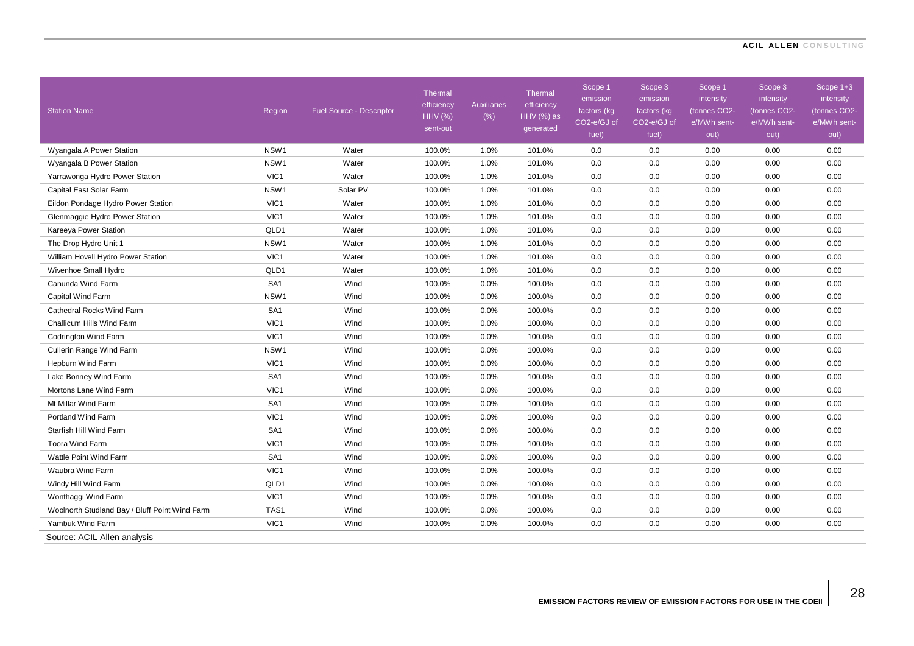| Station Name | Region | Fuel Source - Descriptor | Thermal efficiency HHV (%) sent-out | Auxiliaries (%) | Thermal efficiency HHV (%) as generated | Scope 1 emission factors (kg $CO_2$-e/GJ of fuel) | Scope 3 emission factors (kg $CO_2$-e/GJ of fuel) | Scope 1 intensity (tonnes $CO_2$-e/MWh sent-out) | Scope 3 intensity (tonnes $CO_2$-e/MWh sent-out) | Scope 1+3 intensity (tonnes $CO_2$-e/MWh sent-out) |
|---|---|---|---|---|---|---|---|---|---|---|
| Wyangala A Power Station | NSW1 | Water | 100.0% | 1.0% | 101.0% | 0.0 | 0.0 | 0.00 | 0.00 | 0.00 |
| Wyangala B Power Station | NSW1 | Water | 100.0% | 1.0% | 101.0% | 0.0 | 0.0 | 0.00 | 0.00 | 0.00 |
| Yarrawonga Hydro Power Station | VIC1 | Water | 100.0% | 1.0% | 101.0% | 0.0 | 0.0 | 0.00 | 0.00 | 0.00 |
| Capital East Solar Farm | NSW1 | Solar PV | 100.0% | 1.0% | 101.0% | 0.0 | 0.0 | 0.00 | 0.00 | 0.00 |
| Eildon Pondage Hydro Power Station | VIC1 | Water | 100.0% | 1.0% | 101.0% | 0.0 | 0.0 | 0.00 | 0.00 | 0.00 |
| Glenmaggie Hydro Power Station | VIC1 | Water | 100.0% | 1.0% | 101.0% | 0.0 | 0.0 | 0.00 | 0.00 | 0.00 |
| Kareeya Power Station | QLD1 | Water | 100.0% | 1.0% | 101.0% | 0.0 | 0.0 | 0.00 | 0.00 | 0.00 |
| The Drop Hydro Unit 1 | NSW1 | Water | 100.0% | 1.0% | 101.0% | 0.0 | 0.0 | 0.00 | 0.00 | 0.00 |
| William Hovell Hydro Power Station | VIC1 | Water | 100.0% | 1.0% | 101.0% | 0.0 | 0.0 | 0.00 | 0.00 | 0.00 |
| Wivenhoe Small Hydro | QLD1 | Water | 100.0% | 1.0% | 101.0% | 0.0 | 0.0 | 0.00 | 0.00 | 0.00 |
| Canunda Wind Farm | SA1 | Wind | 100.0% | 0.0% | 100.0% | 0.0 | 0.0 | 0.00 | 0.00 | 0.00 |
| Capital Wind Farm | NSW1 | Wind | 100.0% | 0.0% | 100.0% | 0.0 | 0.0 | 0.00 | 0.00 | 0.00 |
| Cathedral Rocks Wind Farm | SA1 | Wind | 100.0% | 0.0% | 100.0% | 0.0 | 0.0 | 0.00 | 0.00 | 0.00 |
| Challicum Hills Wind Farm | VIC1 | Wind | 100.0% | 0.0% | 100.0% | 0.0 | 0.0 | 0.00 | 0.00 | 0.00 |
| Codrington Wind Farm | VIC1 | Wind | 100.0% | 0.0% | 100.0% | 0.0 | 0.0 | 0.00 | 0.00 | 0.00 |
| Cullerin Range Wind Farm | NSW1 | Wind | 100.0% | 0.0% | 100.0% | 0.0 | 0.0 | 0.00 | 0.00 | 0.00 |
| Hepburn Wind Farm | VIC1 | Wind | 100.0% | 0.0% | 100.0% | 0.0 | 0.0 | 0.00 | 0.00 | 0.00 |
| Lake Bonney Wind Farm | SA1 | Wind | 100.0% | 0.0% | 100.0% | 0.0 | 0.0 | 0.00 | 0.00 | 0.00 |
| Mortons Lane Wind Farm | VIC1 | Wind | 100.0% | 0.0% | 100.0% | 0.0 | 0.0 | 0.00 | 0.00 | 0.00 |
| Mt Millar Wind Farm | SA1 | Wind | 100.0% | 0.0% | 100.0% | 0.0 | 0.0 | 0.00 | 0.00 | 0.00 |
| Portland Wind Farm | VIC1 | Wind | 100.0% | 0.0% | 100.0% | 0.0 | 0.0 | 0.00 | 0.00 | 0.00 |
| Starfish Hill Wind Farm | SA1 | Wind | 100.0% | 0.0% | 100.0% | 0.0 | 0.0 | 0.00 | 0.00 | 0.00 |
| Toora Wind Farm | VIC1 | Wind | 100.0% | 0.0% | 100.0% | 0.0 | 0.0 | 0.00 | 0.00 | 0.00 |
| Wattle Point Wind Farm | SA1 | Wind | 100.0% | 0.0% | 100.0% | 0.0 | 0.0 | 0.00 | 0.00 | 0.00 |
| Waubra Wind Farm | VIC1 | Wind | 100.0% | 0.0% | 100.0% | 0.0 | 0.0 | 0.00 | 0.00 | 0.00 |
| Windy Hill Wind Farm | QLD1 | Wind | 100.0% | 0.0% | 100.0% | 0.0 | 0.0 | 0.00 | 0.00 | 0.00 |
| Wonthaggi Wind Farm | VIC1 | Wind | 100.0% | 0.0% | 100.0% | 0.0 | 0.0 | 0.00 | 0.00 | 0.00 |
| Woolnorth Studland Bay / Bluff Point Wind Farm | TAS1 | Wind | 100.0% | 0.0% | 100.0% | 0.0 | 0.0 | 0.00 | 0.00 | 0.00 |
| Yambuk Wind Farm | VIC1 | Wind | 100.0% | 0.0% | 100.0% | 0.0 | 0.0 | 0.00 | 0.00 | 0.00 |

Source: ACIL Allen analysis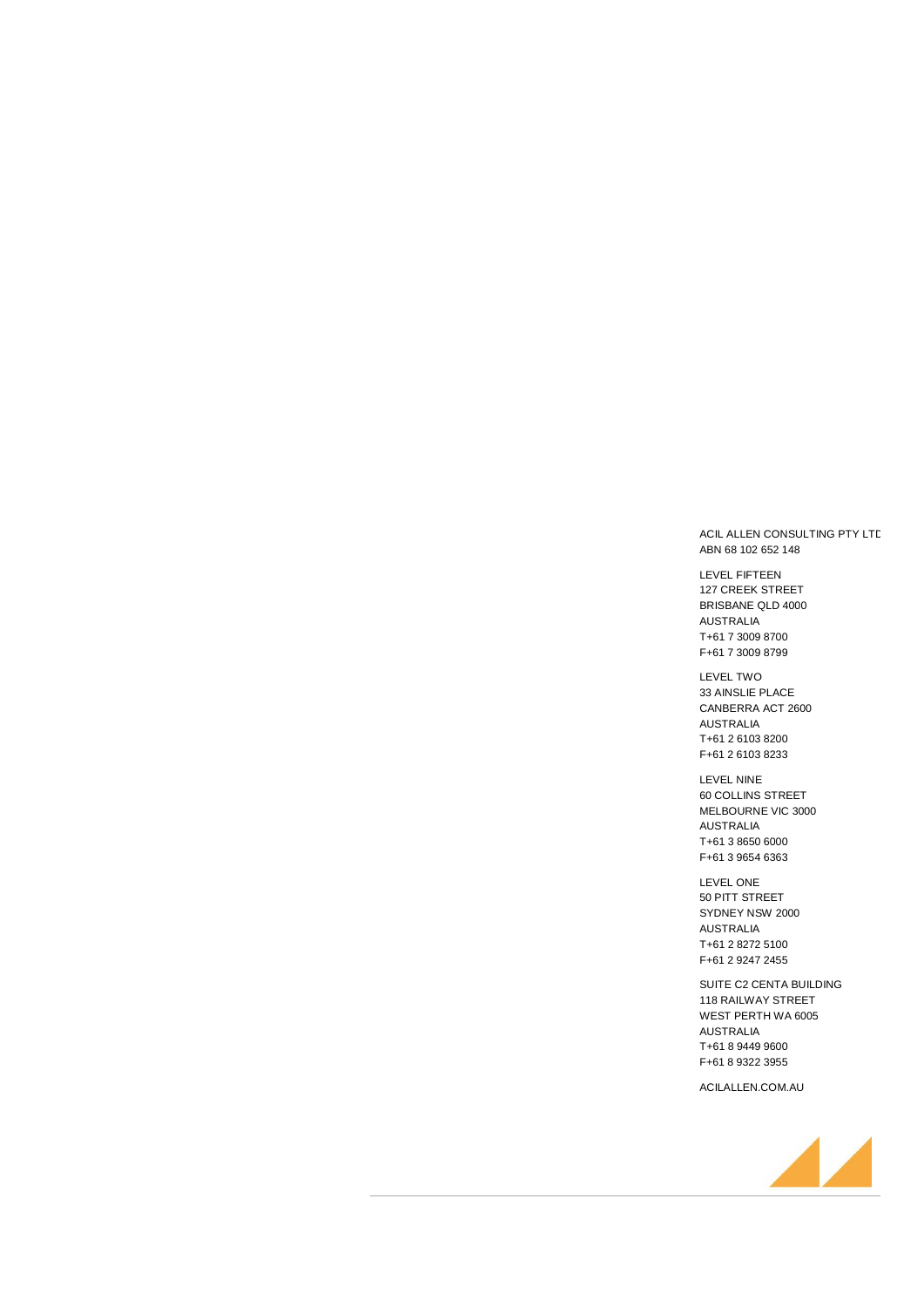ACIL ALLEN CONSULTING PTY LTD
ABN 68 102 652 148

LEVEL FIFTEEN
127 CREEK STREET
BRISBANE QLD 4000
AUSTRALIA
T+61 7 3009 8700
F+61 7 3009 8799

LEVEL TWO
33 AINSLIE PLACE
CANBERRA ACT 2600
AUSTRALIA
T+61 2 6103 8200
F+61 2 6103 8233

LEVEL NINE
60 COLLINS STREET
MELBOURNE VIC 3000
AUSTRALIA
T+61 3 8650 6000
F+61 3 9654 6363

LEVEL ONE
50 PITT STREET
SYDNEY NSW 2000
AUSTRALIA
T+61 2 8272 5100
F+61 2 9247 2455

SUITE C2 CENTA BUILDING
118 RAILWAY STREET
WEST PERTH WA 6005
AUSTRALIA
T+61 8 9449 9600
F+61 8 9322 3955

ACILALLEN.COM.AU